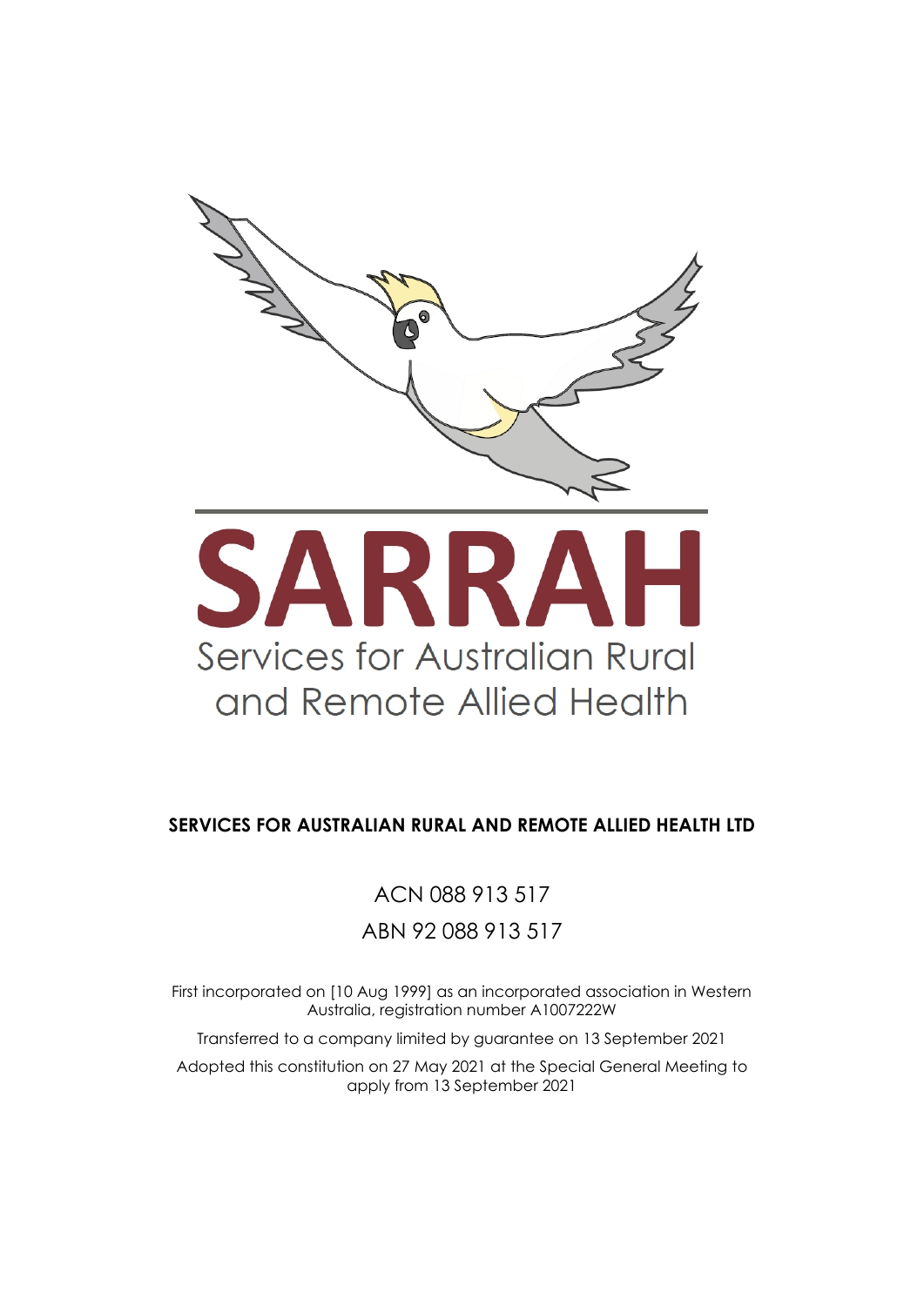SARRAH

Services for Australian Rural and Remote Allied Health

**SERVICES FOR AUSTRALIAN RURAL AND REMOTE ALLIED HEALTH LTD**

ACN 088 913 517

ABN 92 088 913 517

First incorporated on [10 Aug 1999] as an incorporated association in Western Australia, registration number A1007222W

Transferred to a company limited by guarantee on 13 September 2021

Adopted this constitution on 27 May 2021 at the Special General Meeting to apply from 13 September 2021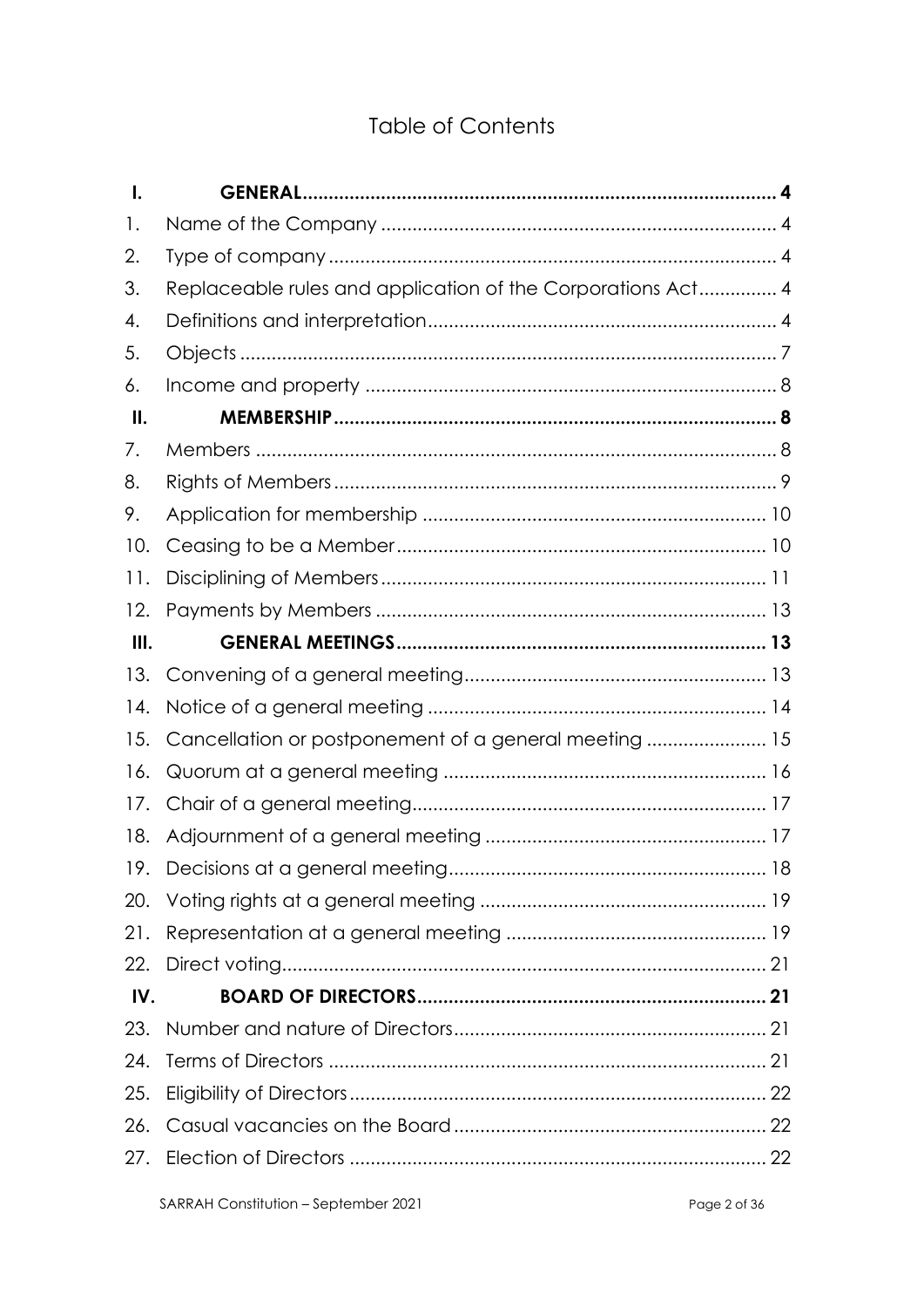# Table of Contents

| | | |
|---|---|---|
| **I.** | **GENERAL** | **4** |
| 1. | Name of the Company | 4 |
| 2. | Type of company | 4 |
| 3. | Replaceable rules and application of the Corporations Act | 4 |
| 4. | Definitions and interpretation | 4 |
| 5. | Objects | 7 |
| 6. | Income and property | 8 |
| **II.** | **MEMBERSHIP** | **8** |
| 7. | Members | 8 |
| 8. | Rights of Members | 9 |
| 9. | Application for membership | 10 |
| 10. | Ceasing to be a Member | 10 |
| 11. | Disciplining of Members | 11 |
| 12. | Payments by Members | 13 |
| **III.** | **GENERAL MEETINGS** | **13** |
| 13. | Convening of a general meeting | 13 |
| 14. | Notice of a general meeting | 14 |
| 15. | Cancellation or postponement of a general meeting | 15 |
| 16. | Quorum at a general meeting | 16 |
| 17. | Chair of a general meeting | 17 |
| 18. | Adjournment of a general meeting | 17 |
| 19. | Decisions at a general meeting | 18 |
| 20. | Voting rights at a general meeting | 19 |
| 21. | Representation at a general meeting | 19 |
| 22. | Direct voting | 21 |
| **IV.** | **BOARD OF DIRECTORS** | **21** |
| 23. | Number and nature of Directors | 21 |
| 24. | Terms of Directors | 21 |
| 25. | Eligibility of Directors | 22 |
| 26. | Casual vacancies on the Board | 22 |
| 27. | Election of Directors | 22 |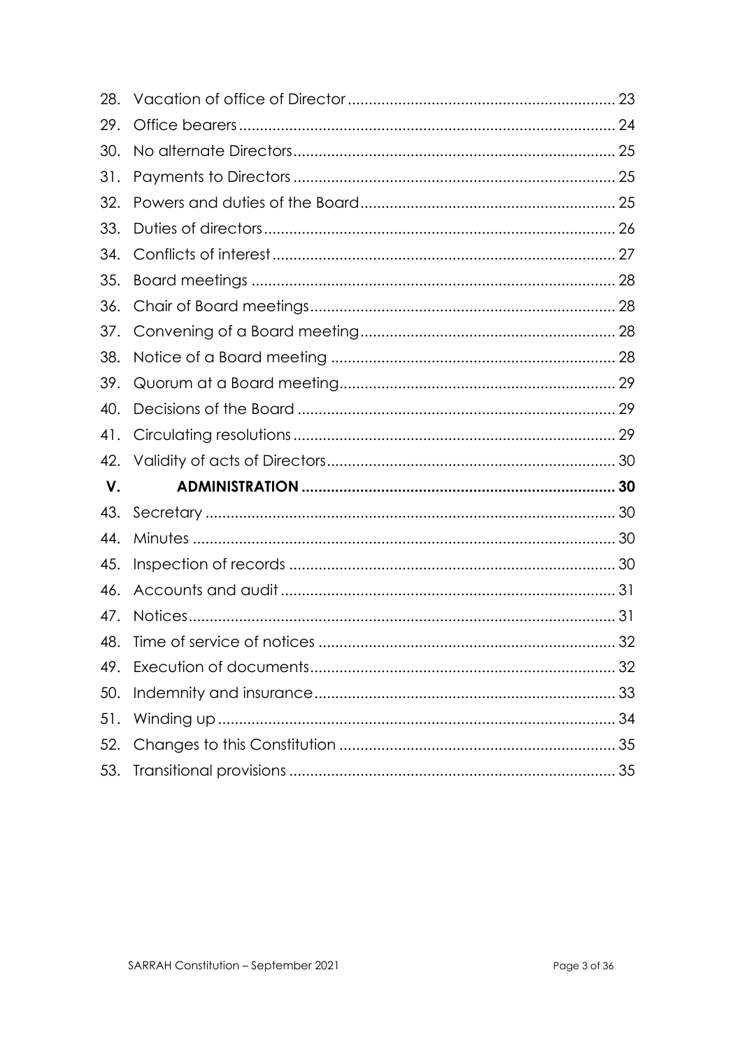28. Vacation of office of Director ................................................................ 23
29. Office bearers ......................................................................................... 24
30. No alternate Directors ............................................................................ 25
31. Payments to Directors ............................................................................ 25
32. Powers and duties of the Board ............................................................ 25
33. Duties of directors ................................................................................... 26
34. Conflicts of interest ................................................................................. 27
35. Board meetings ...................................................................................... 28
36. Chair of Board meetings ........................................................................ 28
37. Convening of a Board meeting ............................................................ 28
38. Notice of a Board meeting ................................................................... 28
39. Quorum at a Board meeting ................................................................. 29
40. Decisions of the Board ........................................................................... 29
41. Circulating resolutions ............................................................................ 29
42. Validity of acts of Directors .................................................................... 30

**V. ADMINISTRATION .......................................................................... 30**

43. Secretary ................................................................................................. 30
44. Minutes .................................................................................................... 30
45. Inspection of records ............................................................................. 30
46. Accounts and audit ............................................................................... 31
47. Notices ..................................................................................................... 31
48. Time of service of notices ...................................................................... 32
49. Execution of documents ........................................................................ 32
50. Indemnity and insurance ....................................................................... 33
51. Winding up .............................................................................................. 34
52. Changes to this Constitution ................................................................. 35
53. Transitional provisions ............................................................................. 35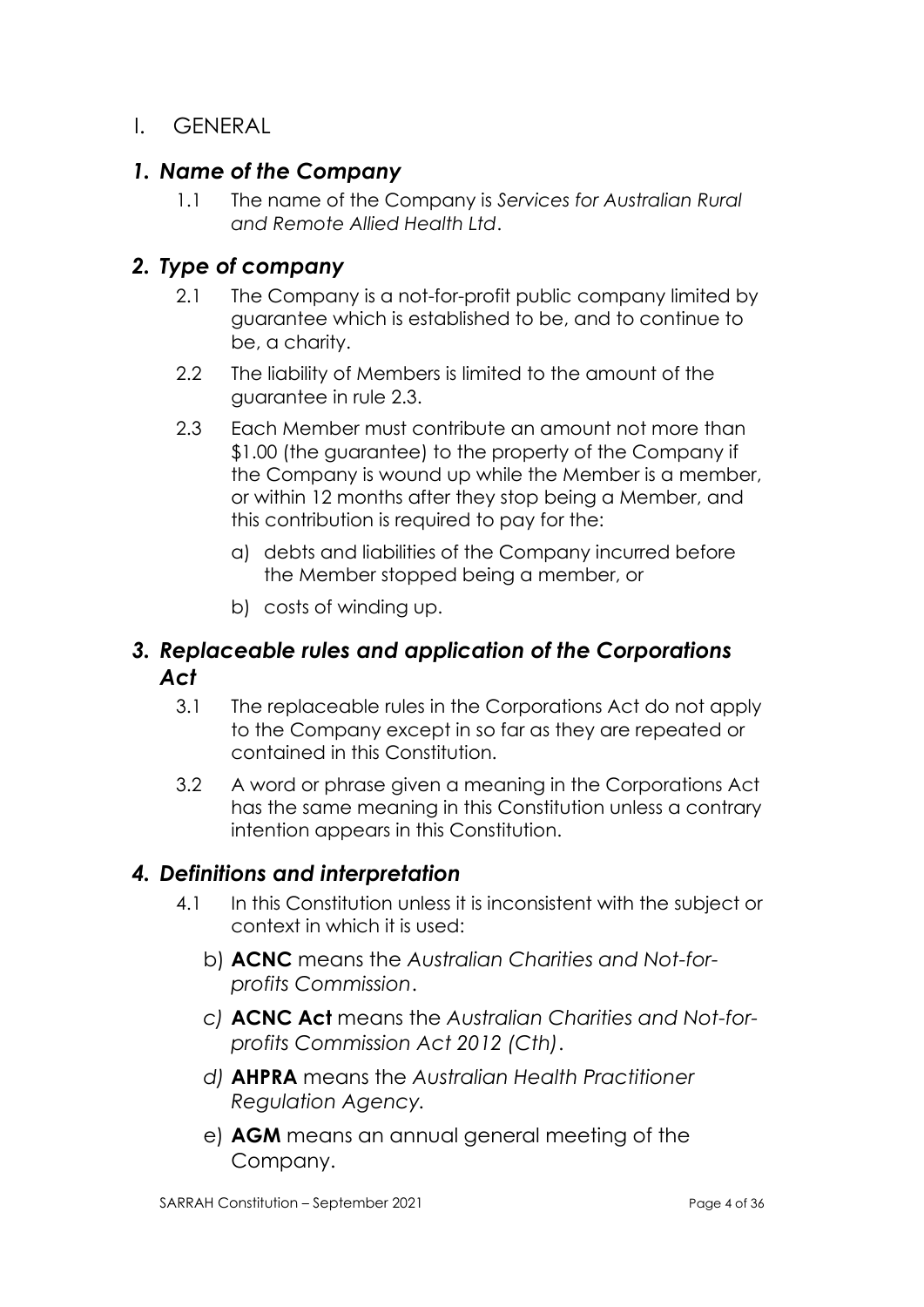# I. GENERAL

## *1. Name of the Company*

1.1 The name of the Company is *Services for Australian Rural and Remote Allied Health Ltd*.

## *2. Type of company*

2.1 The Company is a not-for-profit public company limited by guarantee which is established to be, and to continue to be, a charity.

2.2 The liability of Members is limited to the amount of the guarantee in rule 2.3.

2.3 Each Member must contribute an amount not more than $1.00 (the guarantee) to the property of the Company if the Company is wound up while the Member is a member, or within 12 months after they stop being a Member, and this contribution is required to pay for the:

a) debts and liabilities of the Company incurred before the Member stopped being a member, or

b) costs of winding up.

## *3. Replaceable rules and application of the Corporations Act*

3.1 The replaceable rules in the Corporations Act do not apply to the Company except in so far as they are repeated or contained in this Constitution.

3.2 A word or phrase given a meaning in the Corporations Act has the same meaning in this Constitution unless a contrary intention appears in this Constitution.

## *4. Definitions and interpretation*

4.1 In this Constitution unless it is inconsistent with the subject or context in which it is used:

b) **ACNC** means the *Australian Charities and Not-for-profits Commission*.

*c)* **ACNC Act** means the *Australian Charities and Not-for-profits Commission Act 2012 (Cth)*.

*d)* **AHPRA** means the *Australian Health Practitioner Regulation Agency.*

e) **AGM** means an annual general meeting of the Company.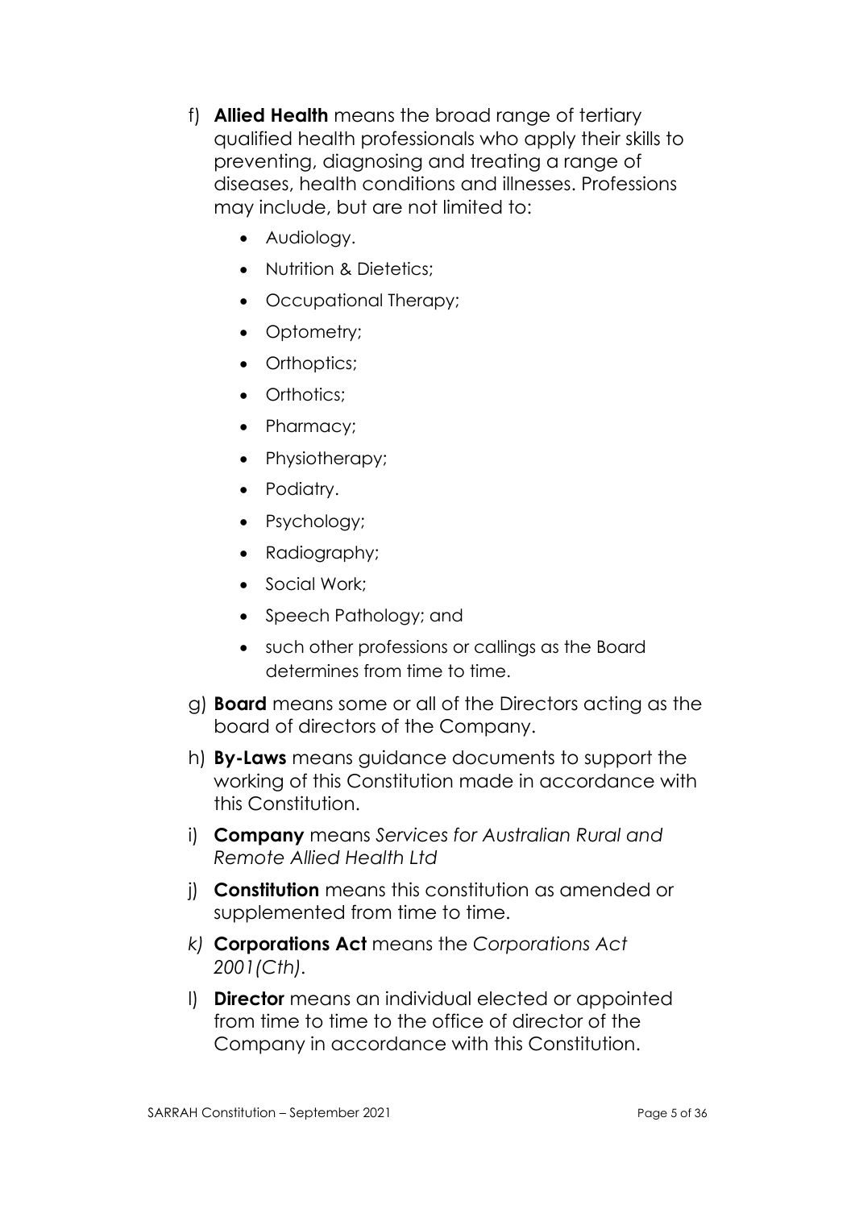f) **Allied Health** means the broad range of tertiary qualified health professionals who apply their skills to preventing, diagnosing and treating a range of diseases, health conditions and illnesses. Professions may include, but are not limited to:

- Audiology.
- Nutrition & Dietetics;
- Occupational Therapy;
- Optometry;
- Orthoptics;
- Orthotics;
- Pharmacy;
- Physiotherapy;
- Podiatry.
- Psychology;
- Radiography;
- Social Work;
- Speech Pathology; and
- such other professions or callings as the Board determines from time to time.

g) **Board** means some or all of the Directors acting as the board of directors of the Company.

h) **By-Laws** means guidance documents to support the working of this Constitution made in accordance with this Constitution.

i) **Company** means *Services for Australian Rural and Remote Allied Health Ltd*

j) **Constitution** means this constitution as amended or supplemented from time to time.

*k)* **Corporations Act** means the *Corporations Act 2001(Cth).*

l) **Director** means an individual elected or appointed from time to time to the office of director of the Company in accordance with this Constitution.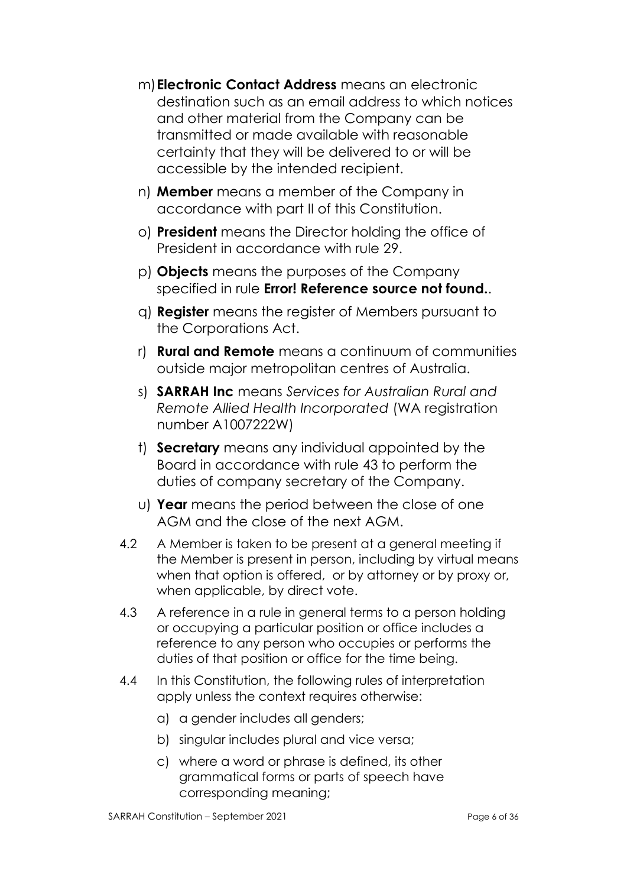m) **Electronic Contact Address** means an electronic destination such as an email address to which notices and other material from the Company can be transmitted or made available with reasonable certainty that they will be delivered to or will be accessible by the intended recipient.

n) **Member** means a member of the Company in accordance with part II of this Constitution.

o) **President** means the Director holding the office of President in accordance with rule 29.

p) **Objects** means the purposes of the Company specified in rule **Error! Reference source not found.**.

q) **Register** means the register of Members pursuant to the Corporations Act.

r) **Rural and Remote** means a continuum of communities outside major metropolitan centres of Australia.

s) **SARRAH Inc** means *Services for Australian Rural and Remote Allied Health Incorporated* (WA registration number A1007222W)

t) **Secretary** means any individual appointed by the Board in accordance with rule 43 to perform the duties of company secretary of the Company.

u) **Year** means the period between the close of one AGM and the close of the next AGM.

4.2 A Member is taken to be present at a general meeting if the Member is present in person, including by virtual means when that option is offered, or by attorney or by proxy or, when applicable, by direct vote.

4.3 A reference in a rule in general terms to a person holding or occupying a particular position or office includes a reference to any person who occupies or performs the duties of that position or office for the time being.

4.4 In this Constitution, the following rules of interpretation apply unless the context requires otherwise:

a) a gender includes all genders;

b) singular includes plural and vice versa;

c) where a word or phrase is defined, its other grammatical forms or parts of speech have corresponding meaning;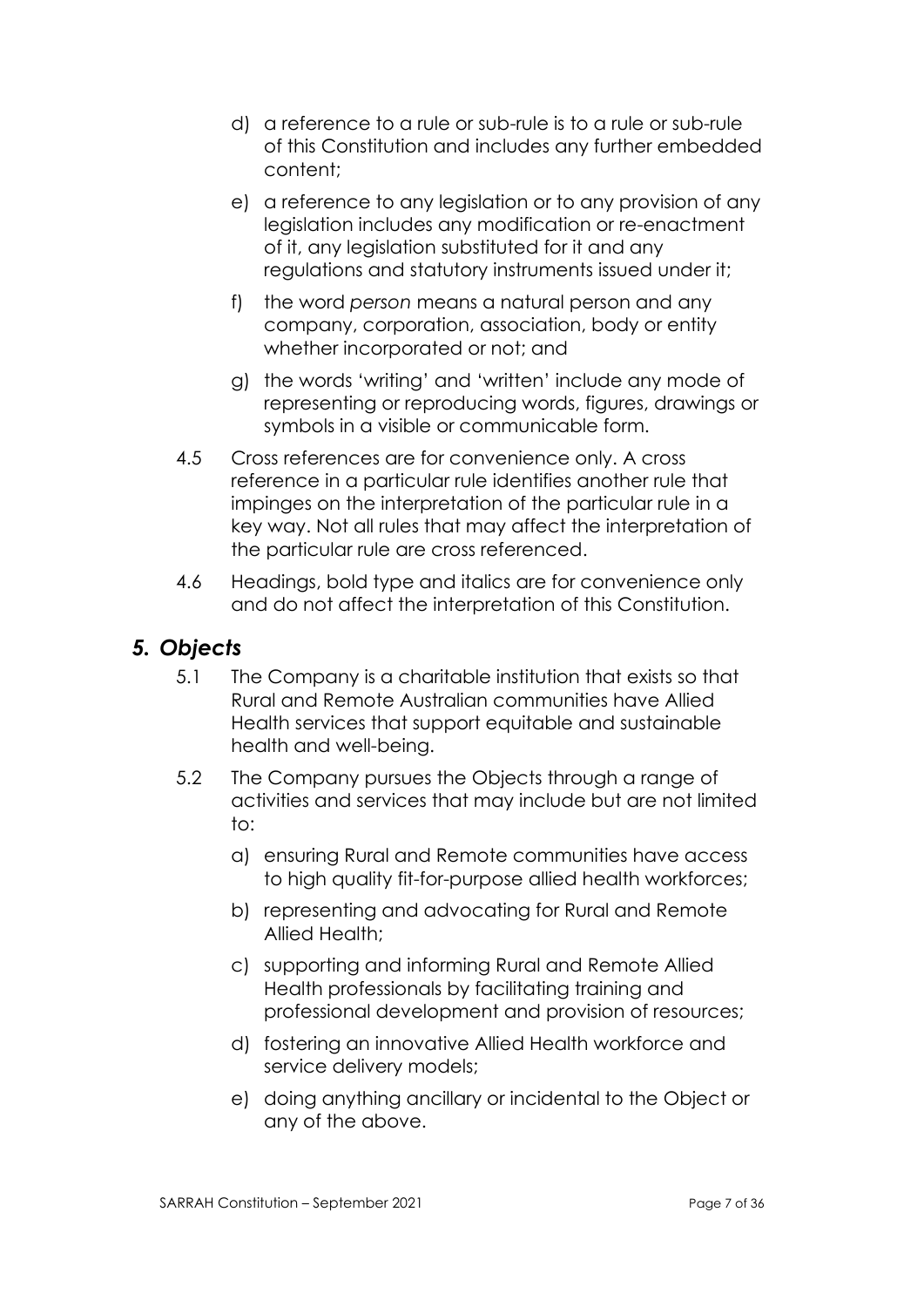d) a reference to a rule or sub-rule is to a rule or sub-rule of this Constitution and includes any further embedded content;

e) a reference to any legislation or to any provision of any legislation includes any modification or re-enactment of it, any legislation substituted for it and any regulations and statutory instruments issued under it;

f) the word *person* means a natural person and any company, corporation, association, body or entity whether incorporated or not; and

g) the words 'writing' and 'written' include any mode of representing or reproducing words, figures, drawings or symbols in a visible or communicable form.

4.5 Cross references are for convenience only. A cross reference in a particular rule identifies another rule that impinges on the interpretation of the particular rule in a key way. Not all rules that may affect the interpretation of the particular rule are cross referenced.

4.6 Headings, bold type and italics are for convenience only and do not affect the interpretation of this Constitution.

## *5. Objects*

5.1 The Company is a charitable institution that exists so that Rural and Remote Australian communities have Allied Health services that support equitable and sustainable health and well-being.

5.2 The Company pursues the Objects through a range of activities and services that may include but are not limited to:

a) ensuring Rural and Remote communities have access to high quality fit-for-purpose allied health workforces;

b) representing and advocating for Rural and Remote Allied Health;

c) supporting and informing Rural and Remote Allied Health professionals by facilitating training and professional development and provision of resources;

d) fostering an innovative Allied Health workforce and service delivery models;

e) doing anything ancillary or incidental to the Object or any of the above.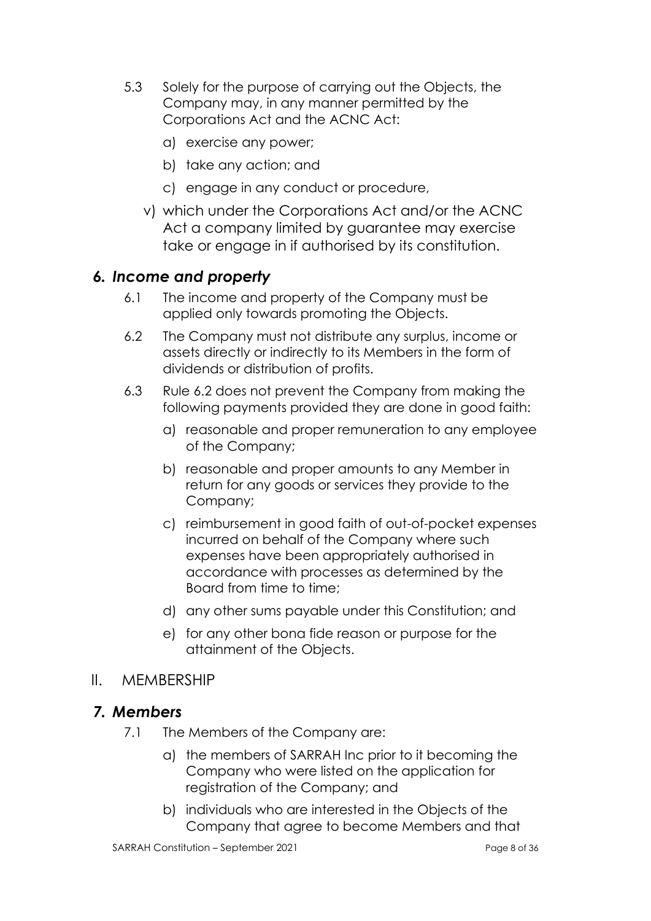5.3 Solely for the purpose of carrying out the Objects, the Company may, in any manner permitted by the Corporations Act and the ACNC Act:

a) exercise any power;

b) take any action; and

c) engage in any conduct or procedure,

v) which under the Corporations Act and/or the ACNC Act a company limited by guarantee may exercise take or engage in if authorised by its constitution.

## *6. Income and property*

6.1 The income and property of the Company must be applied only towards promoting the Objects.

6.2 The Company must not distribute any surplus, income or assets directly or indirectly to its Members in the form of dividends or distribution of profits.

6.3 Rule 6.2 does not prevent the Company from making the following payments provided they are done in good faith:

a) reasonable and proper remuneration to any employee of the Company;

b) reasonable and proper amounts to any Member in return for any goods or services they provide to the Company;

c) reimbursement in good faith of out-of-pocket expenses incurred on behalf of the Company where such expenses have been appropriately authorised in accordance with processes as determined by the Board from time to time;

d) any other sums payable under this Constitution; and

e) for any other bona fide reason or purpose for the attainment of the Objects.

# II. MEMBERSHIP

## *7. Members*

7.1 The Members of the Company are:

a) the members of SARRAH Inc prior to it becoming the Company who were listed on the application for registration of the Company; and

b) individuals who are interested in the Objects of the Company that agree to become Members and that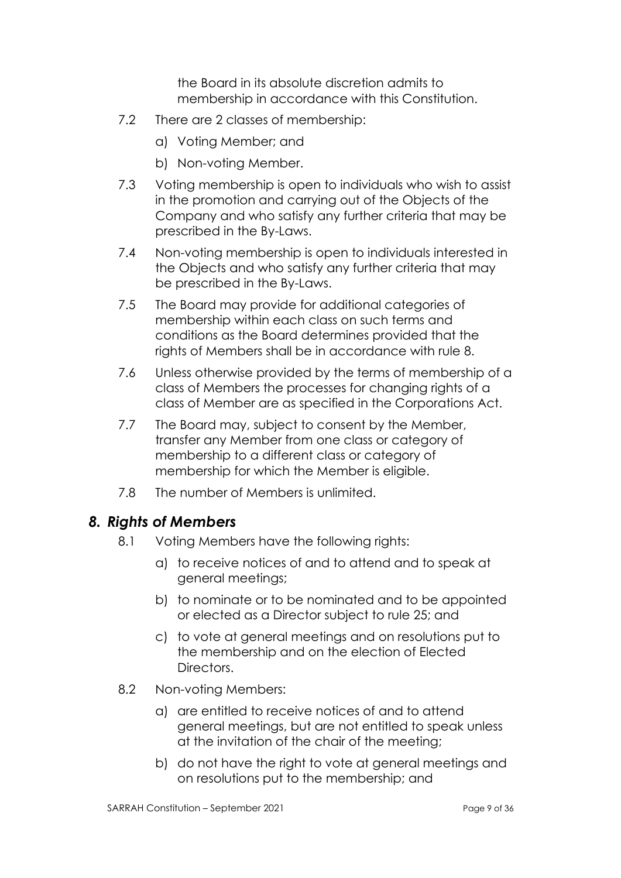the Board in its absolute discretion admits to membership in accordance with this Constitution.

7.2 There are 2 classes of membership:

a) Voting Member; and

b) Non-voting Member.

7.3 Voting membership is open to individuals who wish to assist in the promotion and carrying out of the Objects of the Company and who satisfy any further criteria that may be prescribed in the By-Laws.

7.4 Non-voting membership is open to individuals interested in the Objects and who satisfy any further criteria that may be prescribed in the By-Laws.

7.5 The Board may provide for additional categories of membership within each class on such terms and conditions as the Board determines provided that the rights of Members shall be in accordance with rule 8.

7.6 Unless otherwise provided by the terms of membership of a class of Members the processes for changing rights of a class of Member are as specified in the Corporations Act.

7.7 The Board may, subject to consent by the Member, transfer any Member from one class or category of membership to a different class or category of membership for which the Member is eligible.

7.8 The number of Members is unlimited.

## *8. Rights of Members*

8.1 Voting Members have the following rights:

a) to receive notices of and to attend and to speak at general meetings;

b) to nominate or to be nominated and to be appointed or elected as a Director subject to rule 25; and

c) to vote at general meetings and on resolutions put to the membership and on the election of Elected Directors.

8.2 Non-voting Members:

a) are entitled to receive notices of and to attend general meetings, but are not entitled to speak unless at the invitation of the chair of the meeting;

b) do not have the right to vote at general meetings and on resolutions put to the membership; and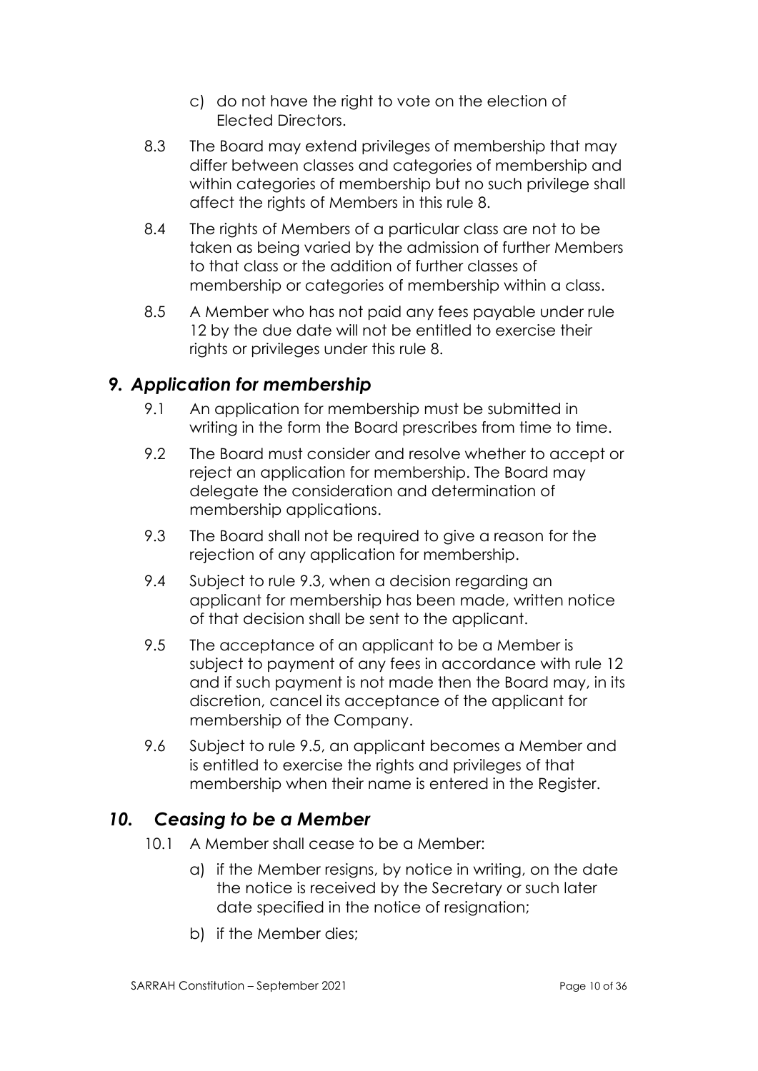c) do not have the right to vote on the election of Elected Directors.

8.3 The Board may extend privileges of membership that may differ between classes and categories of membership and within categories of membership but no such privilege shall affect the rights of Members in this rule 8.

8.4 The rights of Members of a particular class are not to be taken as being varied by the admission of further Members to that class or the addition of further classes of membership or categories of membership within a class.

8.5 A Member who has not paid any fees payable under rule 12 by the due date will not be entitled to exercise their rights or privileges under this rule 8.

## *9. Application for membership*

9.1 An application for membership must be submitted in writing in the form the Board prescribes from time to time.

9.2 The Board must consider and resolve whether to accept or reject an application for membership. The Board may delegate the consideration and determination of membership applications.

9.3 The Board shall not be required to give a reason for the rejection of any application for membership.

9.4 Subject to rule 9.3, when a decision regarding an applicant for membership has been made, written notice of that decision shall be sent to the applicant.

9.5 The acceptance of an applicant to be a Member is subject to payment of any fees in accordance with rule 12 and if such payment is not made then the Board may, in its discretion, cancel its acceptance of the applicant for membership of the Company.

9.6 Subject to rule 9.5, an applicant becomes a Member and is entitled to exercise the rights and privileges of that membership when their name is entered in the Register.

## *10. Ceasing to be a Member*

10.1 A Member shall cease to be a Member:

a) if the Member resigns, by notice in writing, on the date the notice is received by the Secretary or such later date specified in the notice of resignation;

b) if the Member dies;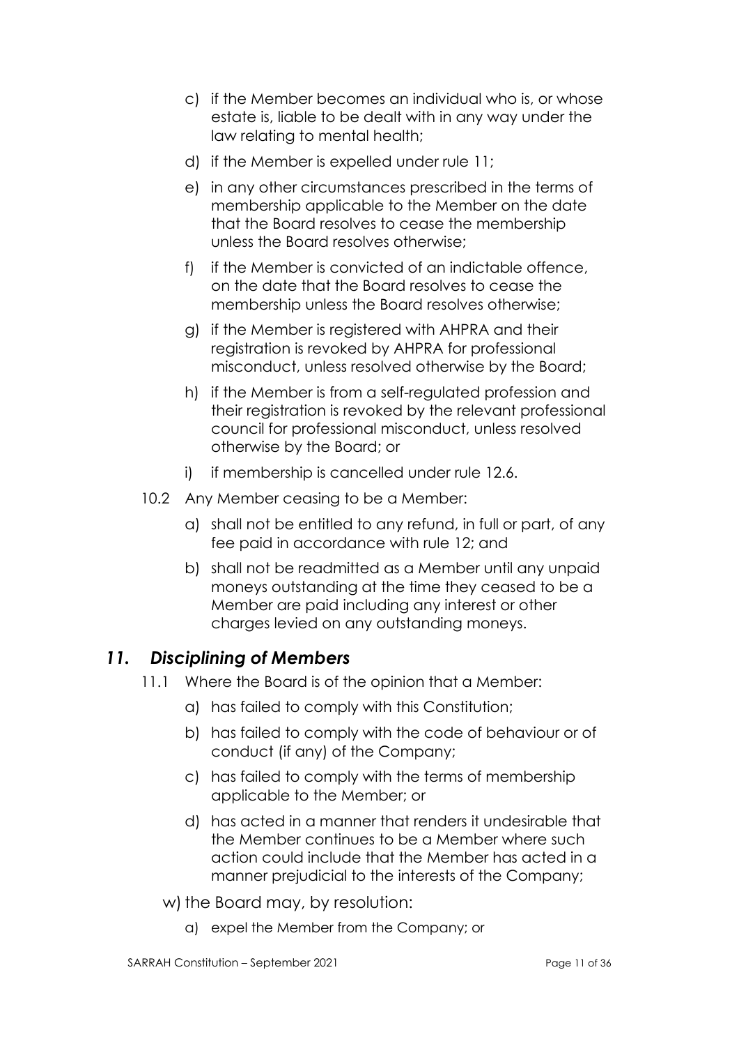c) if the Member becomes an individual who is, or whose estate is, liable to be dealt with in any way under the law relating to mental health;

d) if the Member is expelled under rule 11;

e) in any other circumstances prescribed in the terms of membership applicable to the Member on the date that the Board resolves to cease the membership unless the Board resolves otherwise;

f) if the Member is convicted of an indictable offence, on the date that the Board resolves to cease the membership unless the Board resolves otherwise;

g) if the Member is registered with AHPRA and their registration is revoked by AHPRA for professional misconduct, unless resolved otherwise by the Board;

h) if the Member is from a self-regulated profession and their registration is revoked by the relevant professional council for professional misconduct, unless resolved otherwise by the Board; or

i) if membership is cancelled under rule 12.6.

10.2 Any Member ceasing to be a Member:

a) shall not be entitled to any refund, in full or part, of any fee paid in accordance with rule 12; and

b) shall not be readmitted as a Member until any unpaid moneys outstanding at the time they ceased to be a Member are paid including any interest or other charges levied on any outstanding moneys.

## *11. Disciplining of Members*

11.1 Where the Board is of the opinion that a Member:

a) has failed to comply with this Constitution;

b) has failed to comply with the code of behaviour or of conduct (if any) of the Company;

c) has failed to comply with the terms of membership applicable to the Member; or

d) has acted in a manner that renders it undesirable that the Member continues to be a Member where such action could include that the Member has acted in a manner prejudicial to the interests of the Company;

w) the Board may, by resolution:

a) expel the Member from the Company; or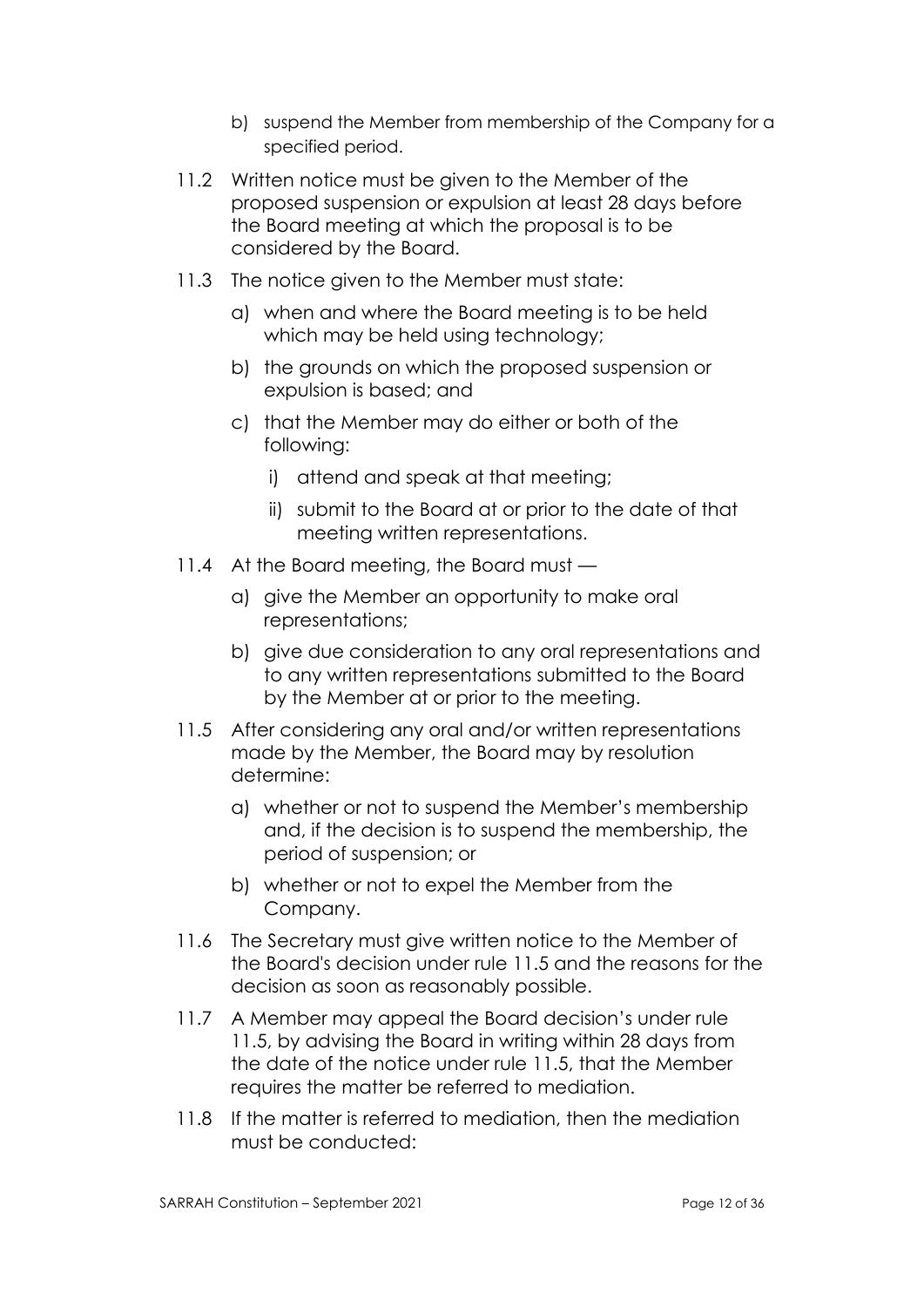b) suspend the Member from membership of the Company for a specified period.

11.2 Written notice must be given to the Member of the proposed suspension or expulsion at least 28 days before the Board meeting at which the proposal is to be considered by the Board.

11.3 The notice given to the Member must state:

a) when and where the Board meeting is to be held which may be held using technology;

b) the grounds on which the proposed suspension or expulsion is based; and

c) that the Member may do either or both of the following:

i) attend and speak at that meeting;

ii) submit to the Board at or prior to the date of that meeting written representations.

11.4 At the Board meeting, the Board must —

a) give the Member an opportunity to make oral representations;

b) give due consideration to any oral representations and to any written representations submitted to the Board by the Member at or prior to the meeting.

11.5 After considering any oral and/or written representations made by the Member, the Board may by resolution determine:

a) whether or not to suspend the Member's membership and, if the decision is to suspend the membership, the period of suspension; or

b) whether or not to expel the Member from the Company.

11.6 The Secretary must give written notice to the Member of the Board's decision under rule 11.5 and the reasons for the decision as soon as reasonably possible.

11.7 A Member may appeal the Board decision's under rule 11.5, by advising the Board in writing within 28 days from the date of the notice under rule 11.5, that the Member requires the matter be referred to mediation.

11.8 If the matter is referred to mediation, then the mediation must be conducted: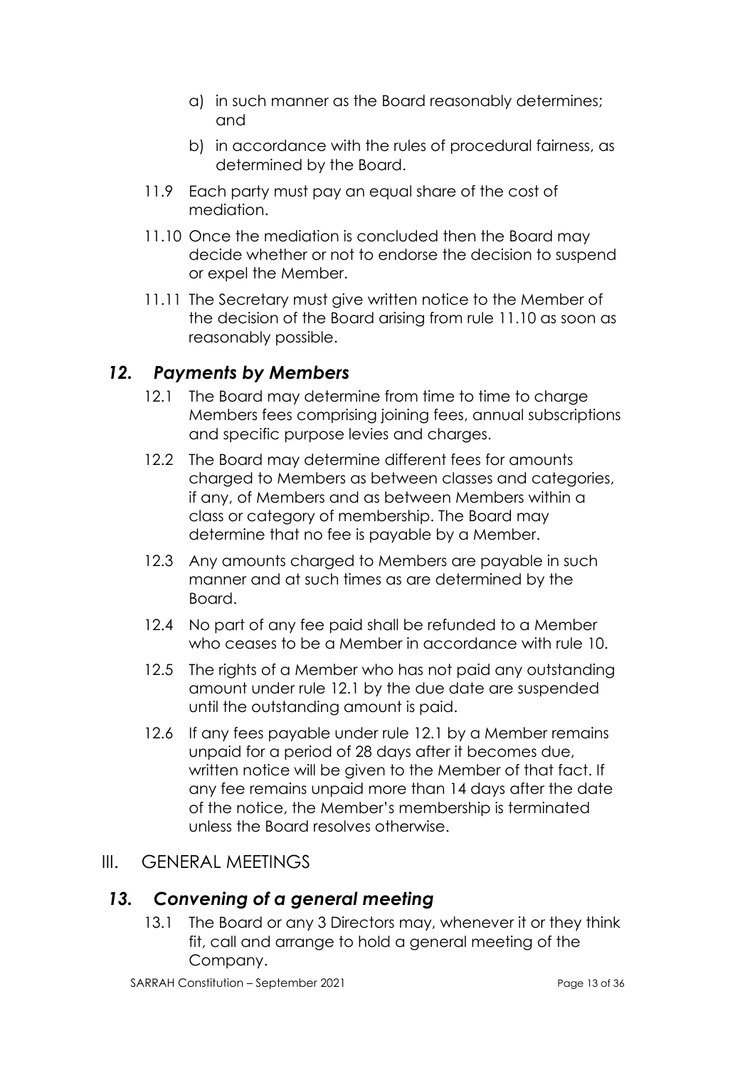a) in such manner as the Board reasonably determines; and

b) in accordance with the rules of procedural fairness, as determined by the Board.

11.9 Each party must pay an equal share of the cost of mediation.

11.10 Once the mediation is concluded then the Board may decide whether or not to endorse the decision to suspend or expel the Member.

11.11 The Secretary must give written notice to the Member of the decision of the Board arising from rule 11.10 as soon as reasonably possible.

## *12. Payments by Members*

12.1 The Board may determine from time to time to charge Members fees comprising joining fees, annual subscriptions and specific purpose levies and charges.

12.2 The Board may determine different fees for amounts charged to Members as between classes and categories, if any, of Members and as between Members within a class or category of membership. The Board may determine that no fee is payable by a Member.

12.3 Any amounts charged to Members are payable in such manner and at such times as are determined by the Board.

12.4 No part of any fee paid shall be refunded to a Member who ceases to be a Member in accordance with rule 10.

12.5 The rights of a Member who has not paid any outstanding amount under rule 12.1 by the due date are suspended until the outstanding amount is paid.

12.6 If any fees payable under rule 12.1 by a Member remains unpaid for a period of 28 days after it becomes due, written notice will be given to the Member of that fact. If any fee remains unpaid more than 14 days after the date of the notice, the Member's membership is terminated unless the Board resolves otherwise.

# III. GENERAL MEETINGS

## *13. Convening of a general meeting*

13.1 The Board or any 3 Directors may, whenever it or they think fit, call and arrange to hold a general meeting of the Company.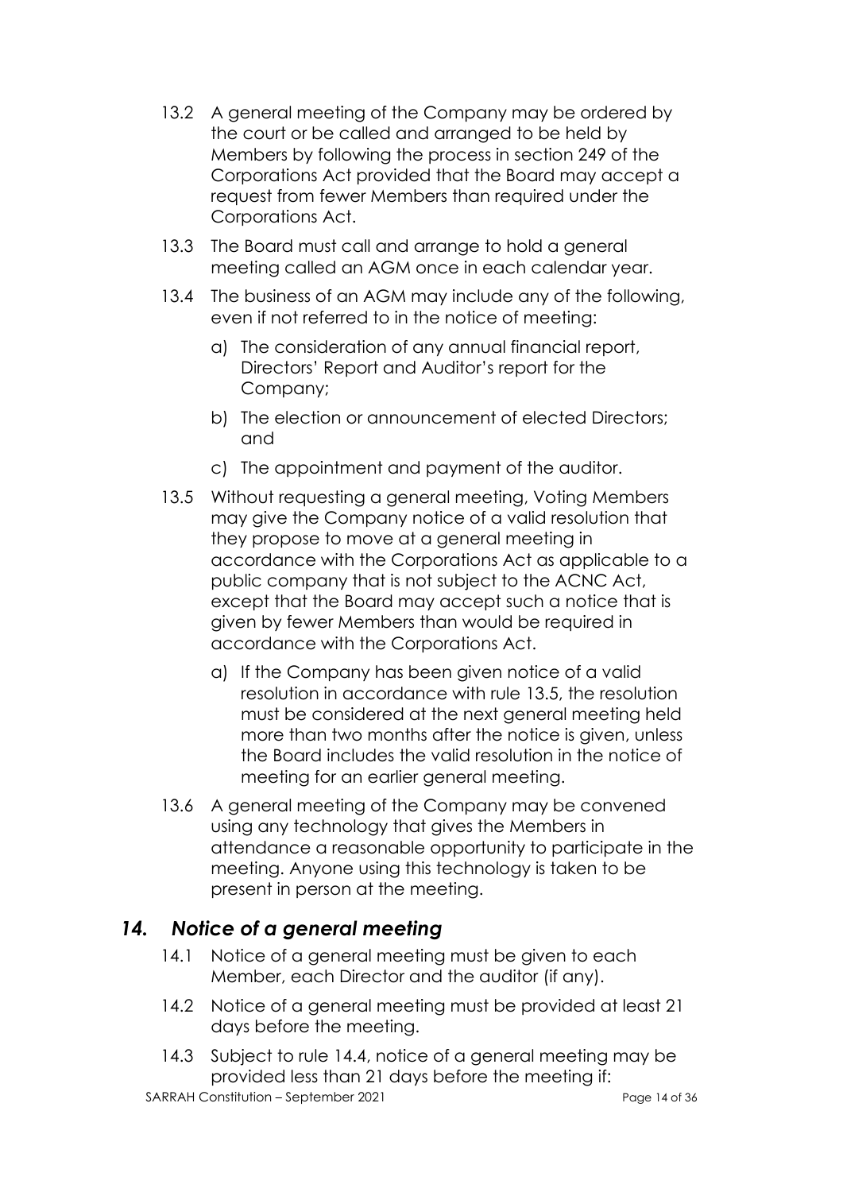13.2 A general meeting of the Company may be ordered by the court or be called and arranged to be held by Members by following the process in section 249 of the Corporations Act provided that the Board may accept a request from fewer Members than required under the Corporations Act.

13.3 The Board must call and arrange to hold a general meeting called an AGM once in each calendar year.

13.4 The business of an AGM may include any of the following, even if not referred to in the notice of meeting:

a) The consideration of any annual financial report, Directors' Report and Auditor's report for the Company;

b) The election or announcement of elected Directors; and

c) The appointment and payment of the auditor.

13.5 Without requesting a general meeting, Voting Members may give the Company notice of a valid resolution that they propose to move at a general meeting in accordance with the Corporations Act as applicable to a public company that is not subject to the ACNC Act, except that the Board may accept such a notice that is given by fewer Members than would be required in accordance with the Corporations Act.

a) If the Company has been given notice of a valid resolution in accordance with rule 13.5, the resolution must be considered at the next general meeting held more than two months after the notice is given, unless the Board includes the valid resolution in the notice of meeting for an earlier general meeting.

13.6 A general meeting of the Company may be convened using any technology that gives the Members in attendance a reasonable opportunity to participate in the meeting. Anyone using this technology is taken to be present in person at the meeting.

## *14. Notice of a general meeting*

14.1 Notice of a general meeting must be given to each Member, each Director and the auditor (if any).

14.2 Notice of a general meeting must be provided at least 21 days before the meeting.

14.3 Subject to rule 14.4, notice of a general meeting may be provided less than 21 days before the meeting if: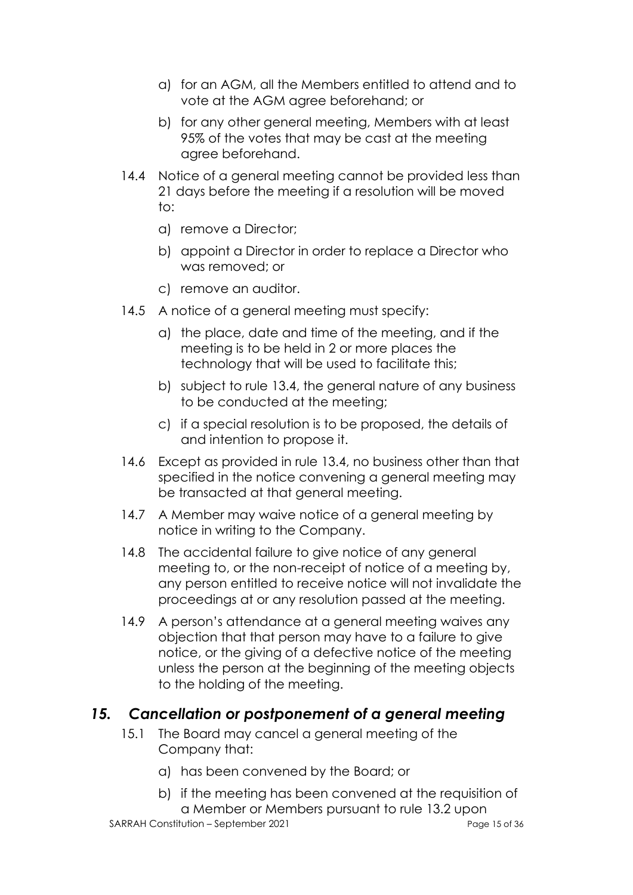a) for an AGM, all the Members entitled to attend and to vote at the AGM agree beforehand; or

b) for any other general meeting, Members with at least 95% of the votes that may be cast at the meeting agree beforehand.

14.4 Notice of a general meeting cannot be provided less than 21 days before the meeting if a resolution will be moved to:

a) remove a Director;

b) appoint a Director in order to replace a Director who was removed; or

c) remove an auditor.

14.5 A notice of a general meeting must specify:

a) the place, date and time of the meeting, and if the meeting is to be held in 2 or more places the technology that will be used to facilitate this;

b) subject to rule 13.4, the general nature of any business to be conducted at the meeting;

c) if a special resolution is to be proposed, the details of and intention to propose it.

14.6 Except as provided in rule 13.4, no business other than that specified in the notice convening a general meeting may be transacted at that general meeting.

14.7 A Member may waive notice of a general meeting by notice in writing to the Company.

14.8 The accidental failure to give notice of any general meeting to, or the non-receipt of notice of a meeting by, any person entitled to receive notice will not invalidate the proceedings at or any resolution passed at the meeting.

14.9 A person's attendance at a general meeting waives any objection that that person may have to a failure to give notice, or the giving of a defective notice of the meeting unless the person at the beginning of the meeting objects to the holding of the meeting.

## *15. Cancellation or postponement of a general meeting*

15.1 The Board may cancel a general meeting of the Company that:

a) has been convened by the Board; or

b) if the meeting has been convened at the requisition of a Member or Members pursuant to rule 13.2 upon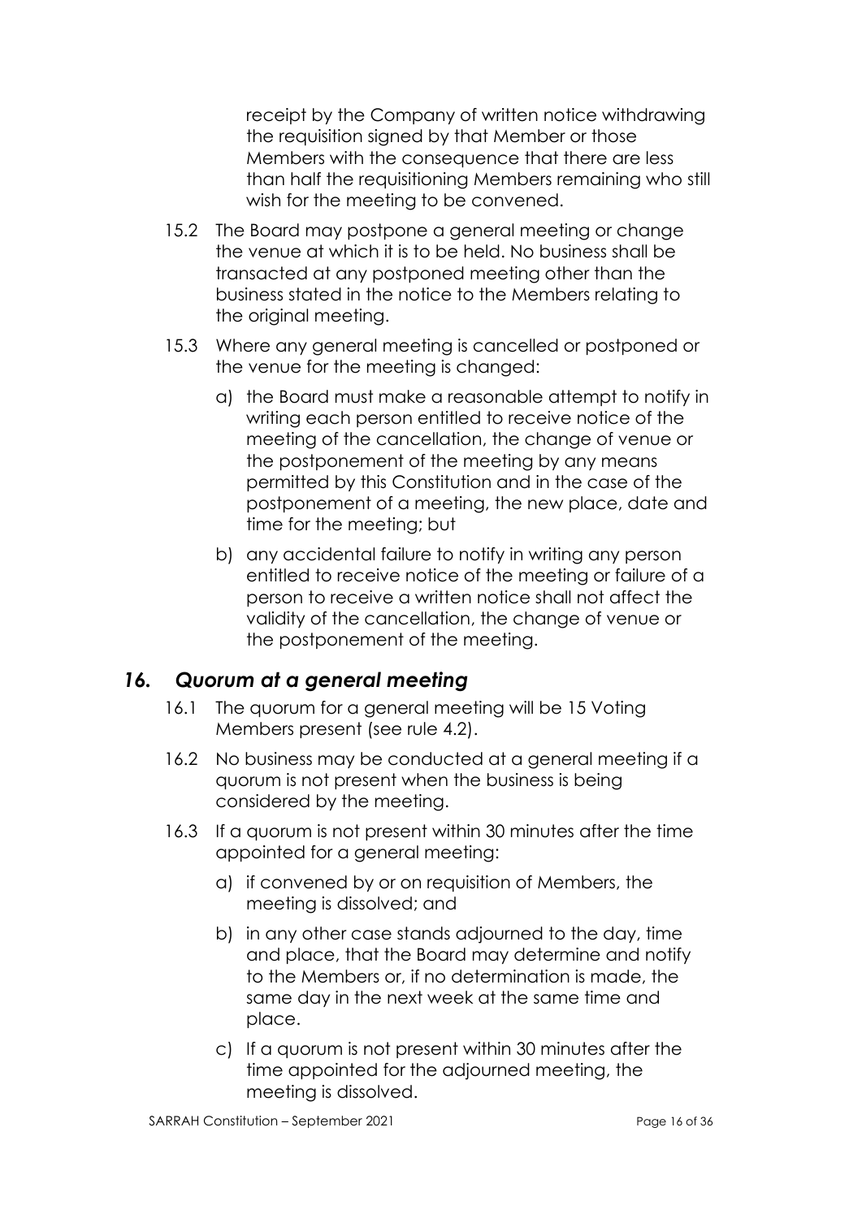receipt by the Company of written notice withdrawing the requisition signed by that Member or those Members with the consequence that there are less than half the requisitioning Members remaining who still wish for the meeting to be convened.

15.2 The Board may postpone a general meeting or change the venue at which it is to be held. No business shall be transacted at any postponed meeting other than the business stated in the notice to the Members relating to the original meeting.

15.3 Where any general meeting is cancelled or postponed or the venue for the meeting is changed:

a) the Board must make a reasonable attempt to notify in writing each person entitled to receive notice of the meeting of the cancellation, the change of venue or the postponement of the meeting by any means permitted by this Constitution and in the case of the postponement of a meeting, the new place, date and time for the meeting; but

b) any accidental failure to notify in writing any person entitled to receive notice of the meeting or failure of a person to receive a written notice shall not affect the validity of the cancellation, the change of venue or the postponement of the meeting.

## *16. Quorum at a general meeting*

16.1 The quorum for a general meeting will be 15 Voting Members present (see rule 4.2).

16.2 No business may be conducted at a general meeting if a quorum is not present when the business is being considered by the meeting.

16.3 If a quorum is not present within 30 minutes after the time appointed for a general meeting:

a) if convened by or on requisition of Members, the meeting is dissolved; and

b) in any other case stands adjourned to the day, time and place, that the Board may determine and notify to the Members or, if no determination is made, the same day in the next week at the same time and place.

c) If a quorum is not present within 30 minutes after the time appointed for the adjourned meeting, the meeting is dissolved.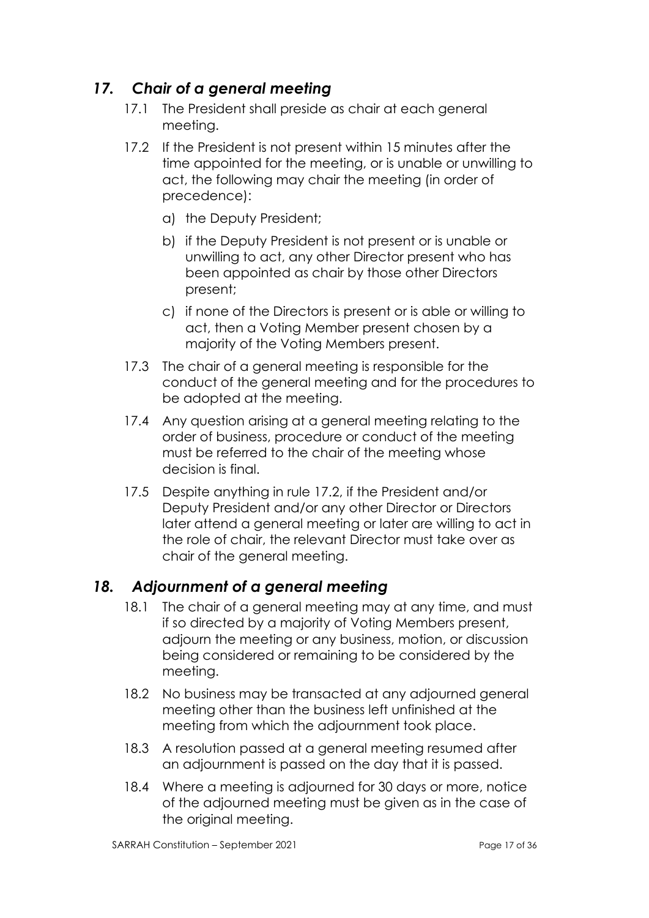## *17. Chair of a general meeting*

17.1 The President shall preside as chair at each general meeting.

17.2 If the President is not present within 15 minutes after the time appointed for the meeting, or is unable or unwilling to act, the following may chair the meeting (in order of precedence):

a) the Deputy President;

b) if the Deputy President is not present or is unable or unwilling to act, any other Director present who has been appointed as chair by those other Directors present;

c) if none of the Directors is present or is able or willing to act, then a Voting Member present chosen by a majority of the Voting Members present.

17.3 The chair of a general meeting is responsible for the conduct of the general meeting and for the procedures to be adopted at the meeting.

17.4 Any question arising at a general meeting relating to the order of business, procedure or conduct of the meeting must be referred to the chair of the meeting whose decision is final.

17.5 Despite anything in rule 17.2, if the President and/or Deputy President and/or any other Director or Directors later attend a general meeting or later are willing to act in the role of chair, the relevant Director must take over as chair of the general meeting.

## *18. Adjournment of a general meeting*

18.1 The chair of a general meeting may at any time, and must if so directed by a majority of Voting Members present, adjourn the meeting or any business, motion, or discussion being considered or remaining to be considered by the meeting.

18.2 No business may be transacted at any adjourned general meeting other than the business left unfinished at the meeting from which the adjournment took place.

18.3 A resolution passed at a general meeting resumed after an adjournment is passed on the day that it is passed.

18.4 Where a meeting is adjourned for 30 days or more, notice of the adjourned meeting must be given as in the case of the original meeting.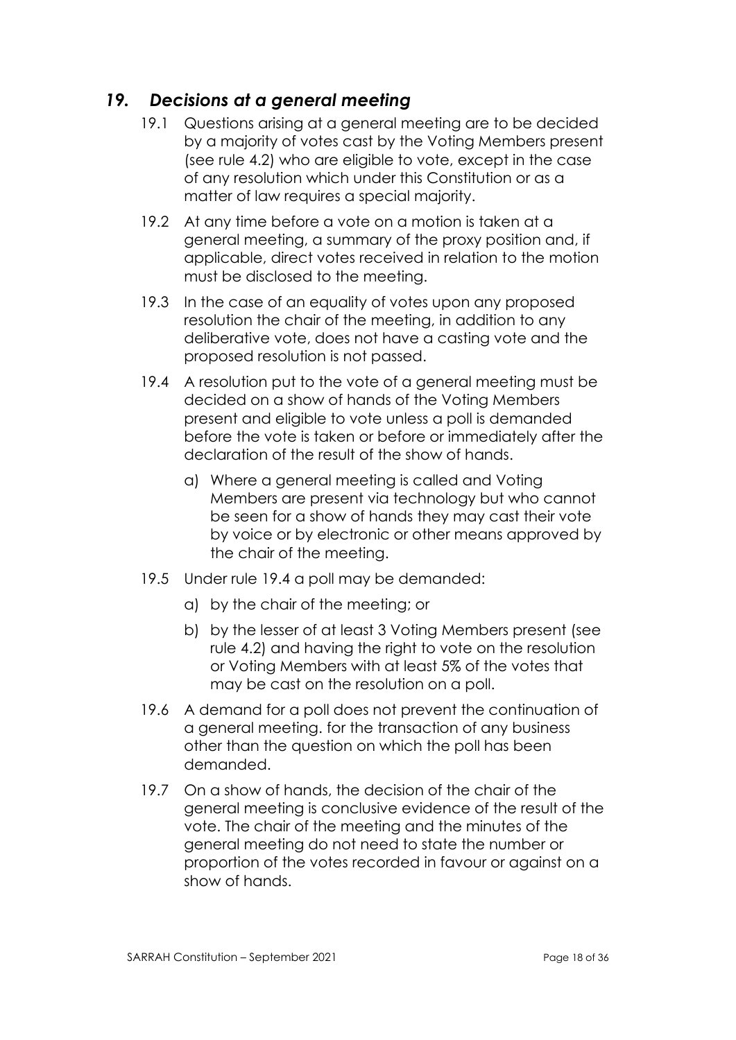## *19. Decisions at a general meeting*

19.1 Questions arising at a general meeting are to be decided by a majority of votes cast by the Voting Members present (see rule 4.2) who are eligible to vote, except in the case of any resolution which under this Constitution or as a matter of law requires a special majority.

19.2 At any time before a vote on a motion is taken at a general meeting, a summary of the proxy position and, if applicable, direct votes received in relation to the motion must be disclosed to the meeting.

19.3 In the case of an equality of votes upon any proposed resolution the chair of the meeting, in addition to any deliberative vote, does not have a casting vote and the proposed resolution is not passed.

19.4 A resolution put to the vote of a general meeting must be decided on a show of hands of the Voting Members present and eligible to vote unless a poll is demanded before the vote is taken or before or immediately after the declaration of the result of the show of hands.

a) Where a general meeting is called and Voting Members are present via technology but who cannot be seen for a show of hands they may cast their vote by voice or by electronic or other means approved by the chair of the meeting.

19.5 Under rule 19.4 a poll may be demanded:

a) by the chair of the meeting; or

b) by the lesser of at least 3 Voting Members present (see rule 4.2) and having the right to vote on the resolution or Voting Members with at least 5% of the votes that may be cast on the resolution on a poll.

19.6 A demand for a poll does not prevent the continuation of a general meeting. for the transaction of any business other than the question on which the poll has been demanded.

19.7 On a show of hands, the decision of the chair of the general meeting is conclusive evidence of the result of the vote. The chair of the meeting and the minutes of the general meeting do not need to state the number or proportion of the votes recorded in favour or against on a show of hands.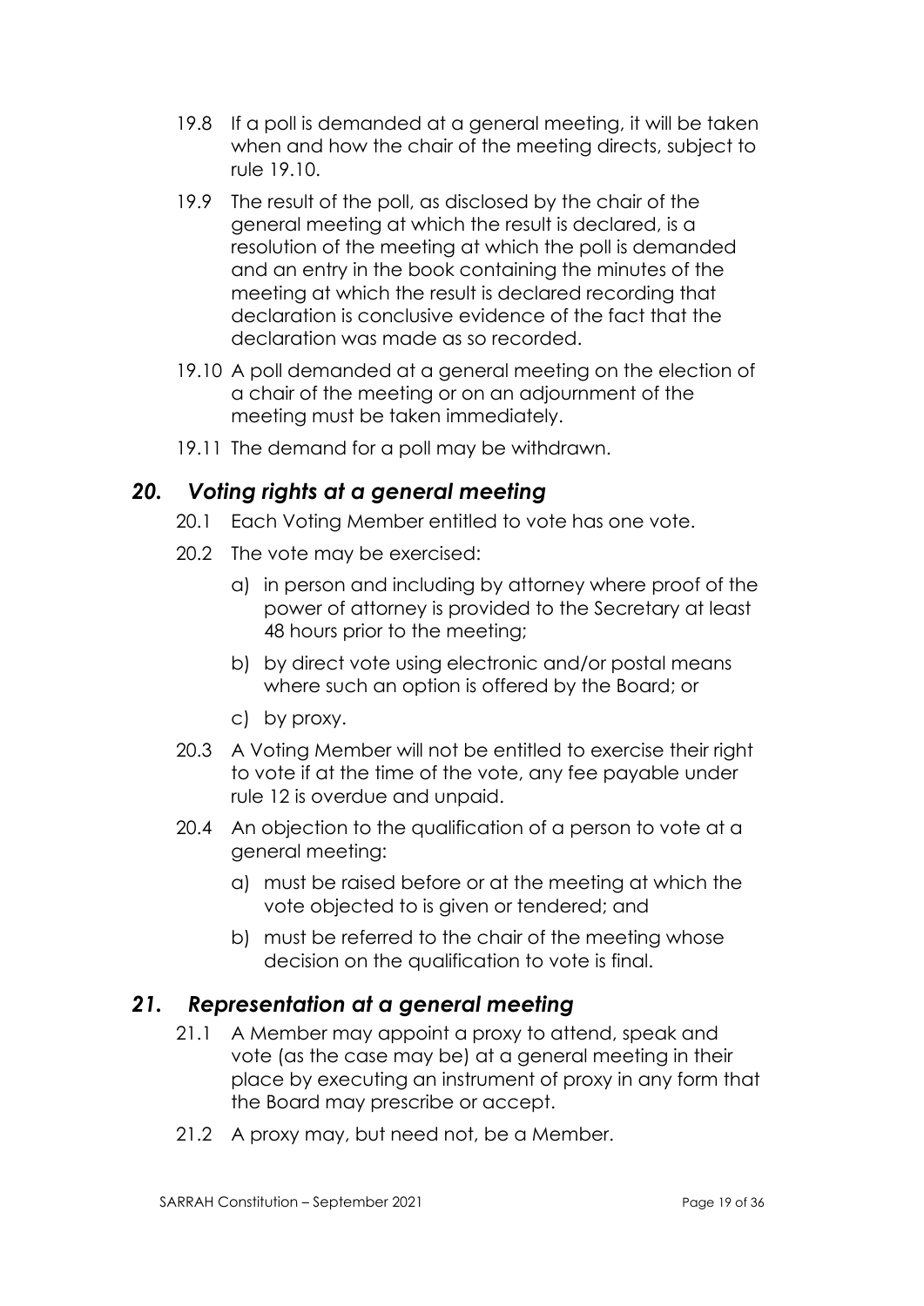19.8 If a poll is demanded at a general meeting, it will be taken when and how the chair of the meeting directs, subject to rule 19.10.

19.9 The result of the poll, as disclosed by the chair of the general meeting at which the result is declared, is a resolution of the meeting at which the poll is demanded and an entry in the book containing the minutes of the meeting at which the result is declared recording that declaration is conclusive evidence of the fact that the declaration was made as so recorded.

19.10 A poll demanded at a general meeting on the election of a chair of the meeting or on an adjournment of the meeting must be taken immediately.

19.11 The demand for a poll may be withdrawn.

## *20. Voting rights at a general meeting*

20.1 Each Voting Member entitled to vote has one vote.

20.2 The vote may be exercised:

a) in person and including by attorney where proof of the power of attorney is provided to the Secretary at least 48 hours prior to the meeting;

b) by direct vote using electronic and/or postal means where such an option is offered by the Board; or

c) by proxy.

20.3 A Voting Member will not be entitled to exercise their right to vote if at the time of the vote, any fee payable under rule 12 is overdue and unpaid.

20.4 An objection to the qualification of a person to vote at a general meeting:

a) must be raised before or at the meeting at which the vote objected to is given or tendered; and

b) must be referred to the chair of the meeting whose decision on the qualification to vote is final.

## *21. Representation at a general meeting*

21.1 A Member may appoint a proxy to attend, speak and vote (as the case may be) at a general meeting in their place by executing an instrument of proxy in any form that the Board may prescribe or accept.

21.2 A proxy may, but need not, be a Member.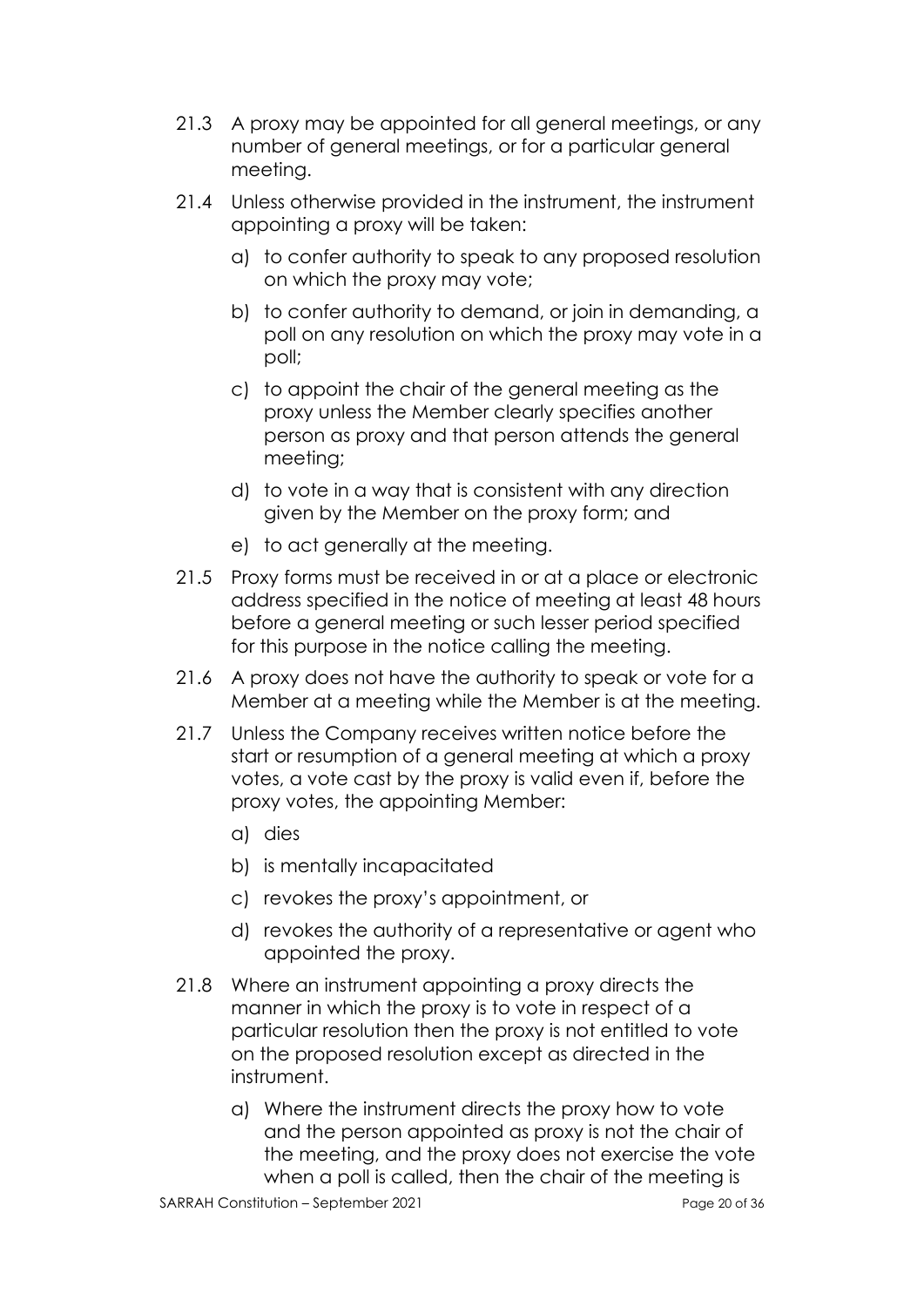21.3 A proxy may be appointed for all general meetings, or any number of general meetings, or for a particular general meeting.

21.4 Unless otherwise provided in the instrument, the instrument appointing a proxy will be taken:

a) to confer authority to speak to any proposed resolution on which the proxy may vote;

b) to confer authority to demand, or join in demanding, a poll on any resolution on which the proxy may vote in a poll;

c) to appoint the chair of the general meeting as the proxy unless the Member clearly specifies another person as proxy and that person attends the general meeting;

d) to vote in a way that is consistent with any direction given by the Member on the proxy form; and

e) to act generally at the meeting.

21.5 Proxy forms must be received in or at a place or electronic address specified in the notice of meeting at least 48 hours before a general meeting or such lesser period specified for this purpose in the notice calling the meeting.

21.6 A proxy does not have the authority to speak or vote for a Member at a meeting while the Member is at the meeting.

21.7 Unless the Company receives written notice before the start or resumption of a general meeting at which a proxy votes, a vote cast by the proxy is valid even if, before the proxy votes, the appointing Member:

a) dies

b) is mentally incapacitated

c) revokes the proxy's appointment, or

d) revokes the authority of a representative or agent who appointed the proxy.

21.8 Where an instrument appointing a proxy directs the manner in which the proxy is to vote in respect of a particular resolution then the proxy is not entitled to vote on the proposed resolution except as directed in the instrument.

a) Where the instrument directs the proxy how to vote and the person appointed as proxy is not the chair of the meeting, and the proxy does not exercise the vote when a poll is called, then the chair of the meeting is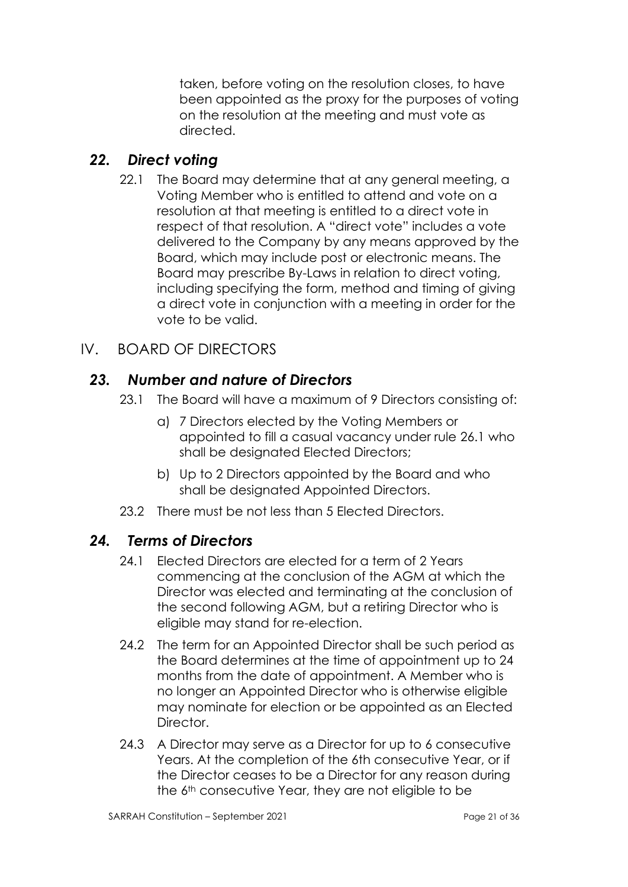taken, before voting on the resolution closes, to have been appointed as the proxy for the purposes of voting on the resolution at the meeting and must vote as directed.

## *22. Direct voting*

22.1 The Board may determine that at any general meeting, a Voting Member who is entitled to attend and vote on a resolution at that meeting is entitled to a direct vote in respect of that resolution. A "direct vote" includes a vote delivered to the Company by any means approved by the Board, which may include post or electronic means. The Board may prescribe By-Laws in relation to direct voting, including specifying the form, method and timing of giving a direct vote in conjunction with a meeting in order for the vote to be valid.

# IV. BOARD OF DIRECTORS

## *23. Number and nature of Directors*

23.1 The Board will have a maximum of 9 Directors consisting of:

a) 7 Directors elected by the Voting Members or appointed to fill a casual vacancy under rule 26.1 who shall be designated Elected Directors;

b) Up to 2 Directors appointed by the Board and who shall be designated Appointed Directors.

23.2 There must be not less than 5 Elected Directors.

## *24. Terms of Directors*

24.1 Elected Directors are elected for a term of 2 Years commencing at the conclusion of the AGM at which the Director was elected and terminating at the conclusion of the second following AGM, but a retiring Director who is eligible may stand for re-election.

24.2 The term for an Appointed Director shall be such period as the Board determines at the time of appointment up to 24 months from the date of appointment. A Member who is no longer an Appointed Director who is otherwise eligible may nominate for election or be appointed as an Elected Director.

24.3 A Director may serve as a Director for up to 6 consecutive Years. At the completion of the 6th consecutive Year, or if the Director ceases to be a Director for any reason during the 6th consecutive Year, they are not eligible to be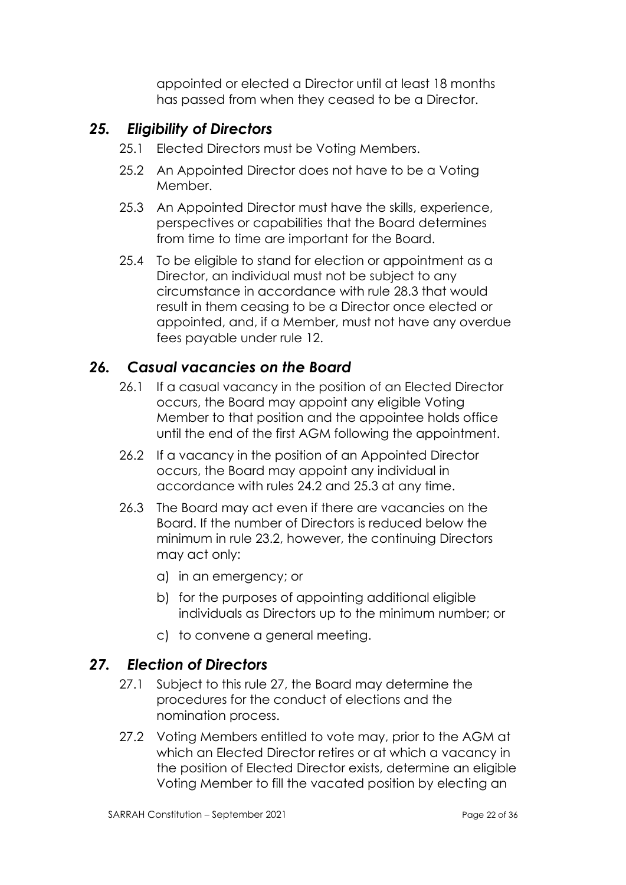appointed or elected a Director until at least 18 months has passed from when they ceased to be a Director.

## *25. Eligibility of Directors*

25.1 Elected Directors must be Voting Members.

25.2 An Appointed Director does not have to be a Voting Member.

25.3 An Appointed Director must have the skills, experience, perspectives or capabilities that the Board determines from time to time are important for the Board.

25.4 To be eligible to stand for election or appointment as a Director, an individual must not be subject to any circumstance in accordance with rule 28.3 that would result in them ceasing to be a Director once elected or appointed, and, if a Member, must not have any overdue fees payable under rule 12.

## *26. Casual vacancies on the Board*

26.1 If a casual vacancy in the position of an Elected Director occurs, the Board may appoint any eligible Voting Member to that position and the appointee holds office until the end of the first AGM following the appointment.

26.2 If a vacancy in the position of an Appointed Director occurs, the Board may appoint any individual in accordance with rules 24.2 and 25.3 at any time.

26.3 The Board may act even if there are vacancies on the Board. If the number of Directors is reduced below the minimum in rule 23.2, however, the continuing Directors may act only:

a) in an emergency; or

b) for the purposes of appointing additional eligible individuals as Directors up to the minimum number; or

c) to convene a general meeting.

## *27. Election of Directors*

27.1 Subject to this rule 27, the Board may determine the procedures for the conduct of elections and the nomination process.

27.2 Voting Members entitled to vote may, prior to the AGM at which an Elected Director retires or at which a vacancy in the position of Elected Director exists, determine an eligible Voting Member to fill the vacated position by electing an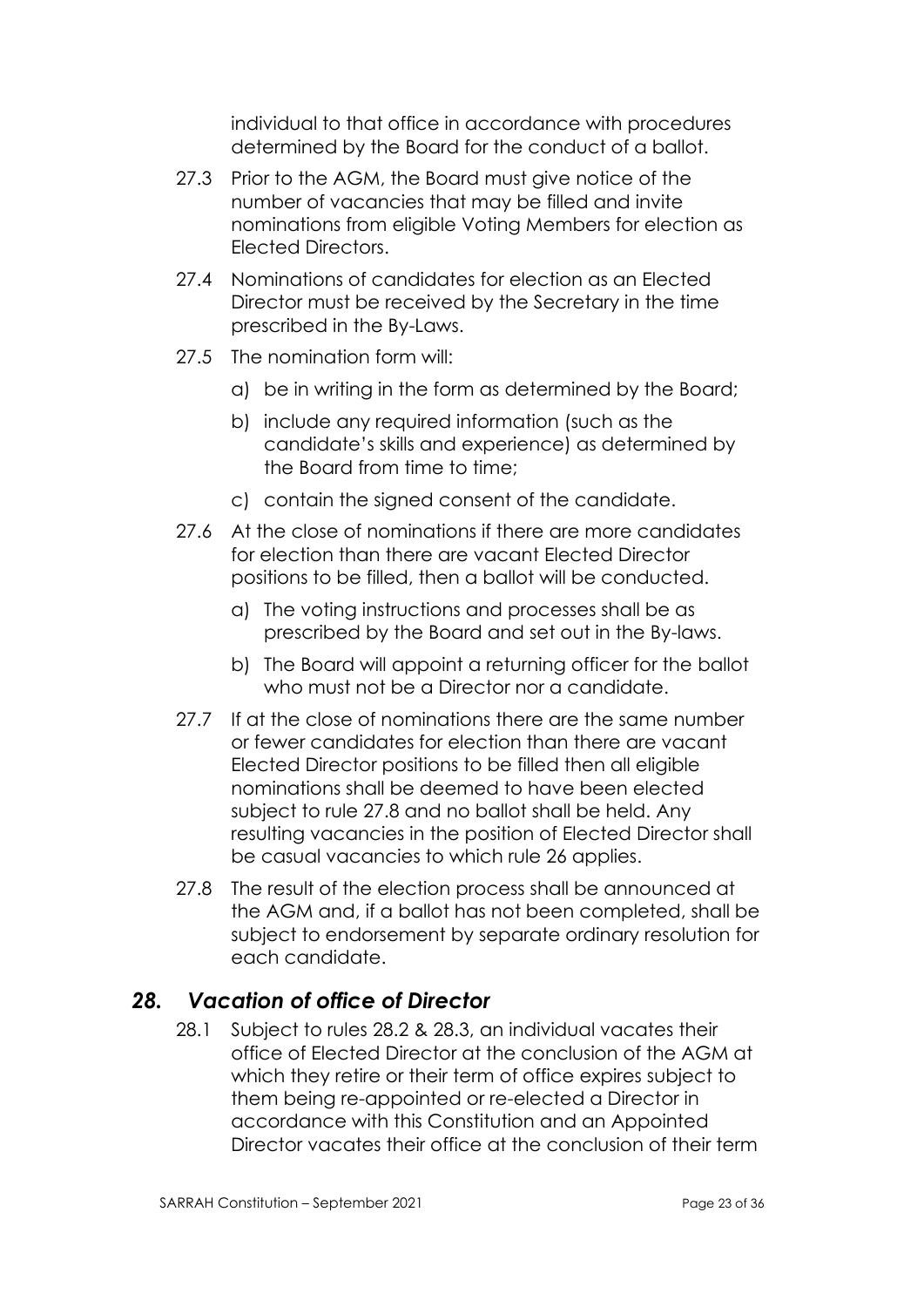individual to that office in accordance with procedures determined by the Board for the conduct of a ballot.

27.3 Prior to the AGM, the Board must give notice of the number of vacancies that may be filled and invite nominations from eligible Voting Members for election as Elected Directors.

27.4 Nominations of candidates for election as an Elected Director must be received by the Secretary in the time prescribed in the By-Laws.

27.5 The nomination form will:

a) be in writing in the form as determined by the Board;

b) include any required information (such as the candidate's skills and experience) as determined by the Board from time to time;

c) contain the signed consent of the candidate.

27.6 At the close of nominations if there are more candidates for election than there are vacant Elected Director positions to be filled, then a ballot will be conducted.

a) The voting instructions and processes shall be as prescribed by the Board and set out in the By-laws.

b) The Board will appoint a returning officer for the ballot who must not be a Director nor a candidate.

27.7 If at the close of nominations there are the same number or fewer candidates for election than there are vacant Elected Director positions to be filled then all eligible nominations shall be deemed to have been elected subject to rule 27.8 and no ballot shall be held. Any resulting vacancies in the position of Elected Director shall be casual vacancies to which rule 26 applies.

27.8 The result of the election process shall be announced at the AGM and, if a ballot has not been completed, shall be subject to endorsement by separate ordinary resolution for each candidate.

## *28. Vacation of office of Director*

28.1 Subject to rules 28.2 & 28.3, an individual vacates their office of Elected Director at the conclusion of the AGM at which they retire or their term of office expires subject to them being re-appointed or re-elected a Director in accordance with this Constitution and an Appointed Director vacates their office at the conclusion of their term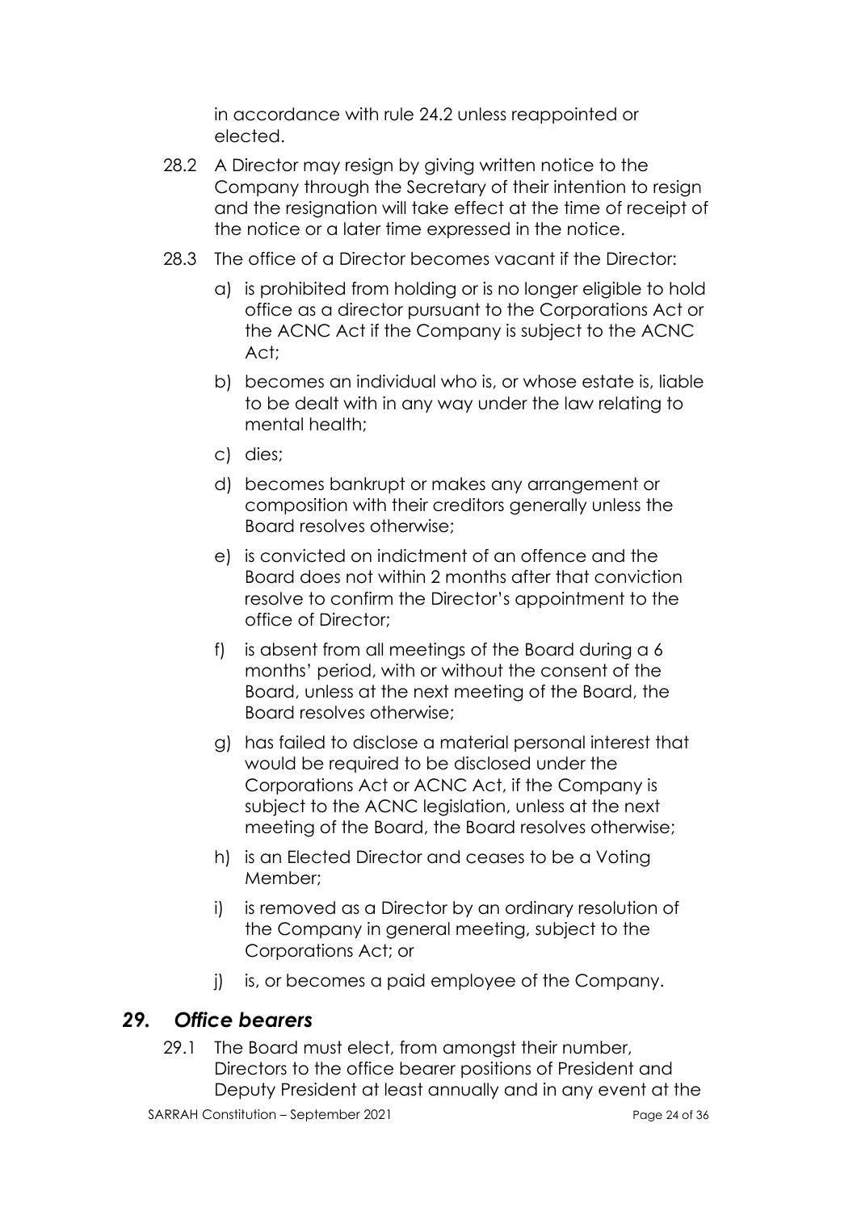in accordance with rule 24.2 unless reappointed or elected.

28.2 A Director may resign by giving written notice to the Company through the Secretary of their intention to resign and the resignation will take effect at the time of receipt of the notice or a later time expressed in the notice.

28.3 The office of a Director becomes vacant if the Director:

a) is prohibited from holding or is no longer eligible to hold office as a director pursuant to the Corporations Act or the ACNC Act if the Company is subject to the ACNC Act;

b) becomes an individual who is, or whose estate is, liable to be dealt with in any way under the law relating to mental health;

c) dies;

d) becomes bankrupt or makes any arrangement or composition with their creditors generally unless the Board resolves otherwise;

e) is convicted on indictment of an offence and the Board does not within 2 months after that conviction resolve to confirm the Director's appointment to the office of Director;

f) is absent from all meetings of the Board during a 6 months' period, with or without the consent of the Board, unless at the next meeting of the Board, the Board resolves otherwise;

g) has failed to disclose a material personal interest that would be required to be disclosed under the Corporations Act or ACNC Act, if the Company is subject to the ACNC legislation, unless at the next meeting of the Board, the Board resolves otherwise;

h) is an Elected Director and ceases to be a Voting Member;

i) is removed as a Director by an ordinary resolution of the Company in general meeting, subject to the Corporations Act; or

j) is, or becomes a paid employee of the Company.

## *29. Office bearers*

29.1 The Board must elect, from amongst their number, Directors to the office bearer positions of President and Deputy President at least annually and in any event at the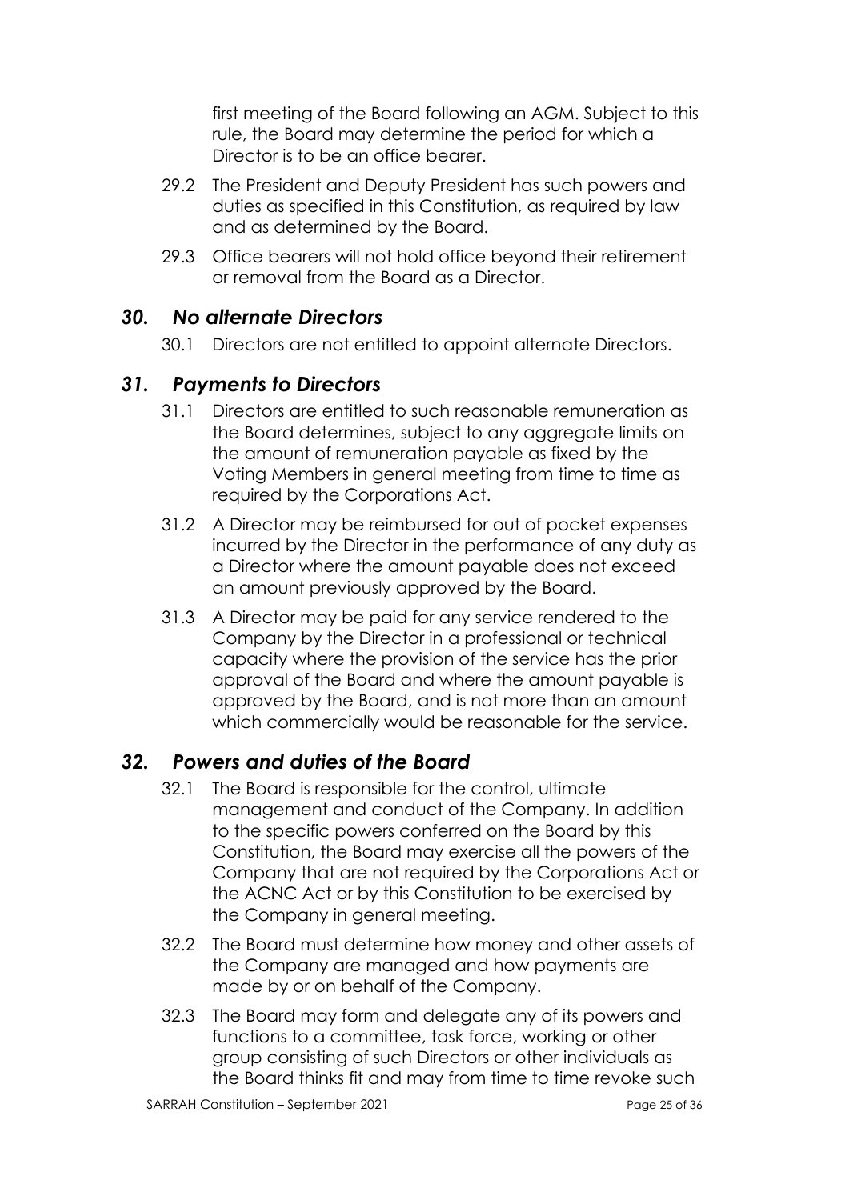first meeting of the Board following an AGM. Subject to this rule, the Board may determine the period for which a Director is to be an office bearer.

29.2 The President and Deputy President has such powers and duties as specified in this Constitution, as required by law and as determined by the Board.

29.3 Office bearers will not hold office beyond their retirement or removal from the Board as a Director.

## *30. No alternate Directors*

30.1 Directors are not entitled to appoint alternate Directors.

## *31. Payments to Directors*

31.1 Directors are entitled to such reasonable remuneration as the Board determines, subject to any aggregate limits on the amount of remuneration payable as fixed by the Voting Members in general meeting from time to time as required by the Corporations Act.

31.2 A Director may be reimbursed for out of pocket expenses incurred by the Director in the performance of any duty as a Director where the amount payable does not exceed an amount previously approved by the Board.

31.3 A Director may be paid for any service rendered to the Company by the Director in a professional or technical capacity where the provision of the service has the prior approval of the Board and where the amount payable is approved by the Board, and is not more than an amount which commercially would be reasonable for the service.

## *32. Powers and duties of the Board*

32.1 The Board is responsible for the control, ultimate management and conduct of the Company. In addition to the specific powers conferred on the Board by this Constitution, the Board may exercise all the powers of the Company that are not required by the Corporations Act or the ACNC Act or by this Constitution to be exercised by the Company in general meeting.

32.2 The Board must determine how money and other assets of the Company are managed and how payments are made by or on behalf of the Company.

32.3 The Board may form and delegate any of its powers and functions to a committee, task force, working or other group consisting of such Directors or other individuals as the Board thinks fit and may from time to time revoke such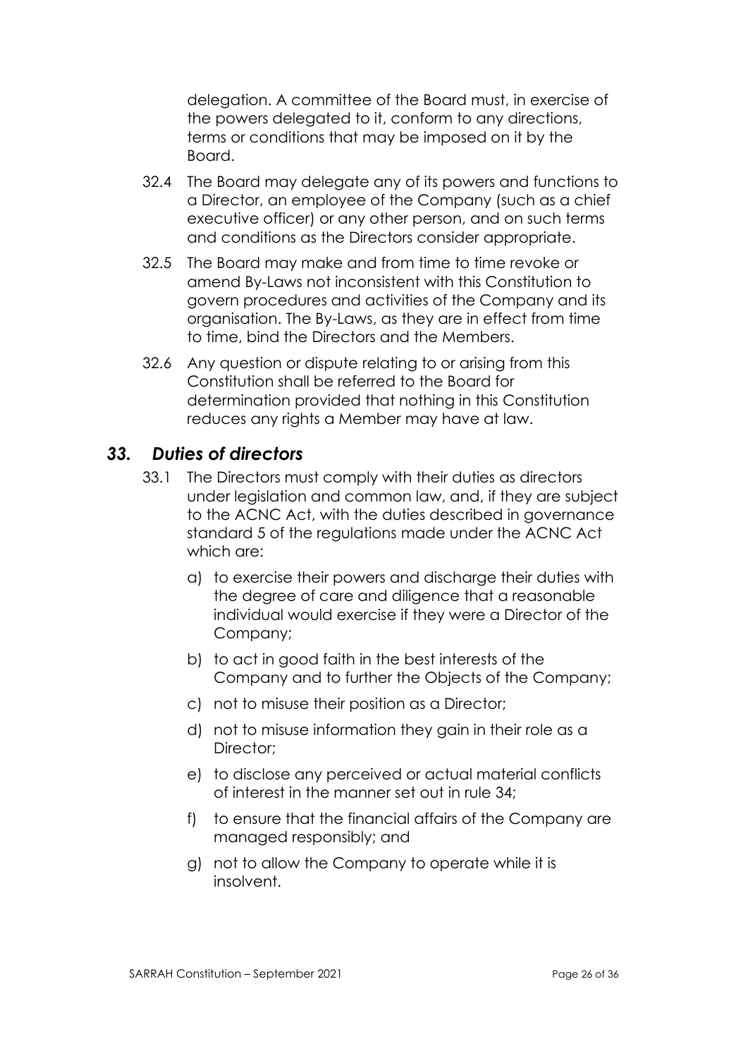delegation. A committee of the Board must, in exercise of the powers delegated to it, conform to any directions, terms or conditions that may be imposed on it by the Board.

32.4 The Board may delegate any of its powers and functions to a Director, an employee of the Company (such as a chief executive officer) or any other person, and on such terms and conditions as the Directors consider appropriate.

32.5 The Board may make and from time to time revoke or amend By-Laws not inconsistent with this Constitution to govern procedures and activities of the Company and its organisation. The By-Laws, as they are in effect from time to time, bind the Directors and the Members.

32.6 Any question or dispute relating to or arising from this Constitution shall be referred to the Board for determination provided that nothing in this Constitution reduces any rights a Member may have at law.

## *33. Duties of directors*

33.1 The Directors must comply with their duties as directors under legislation and common law, and, if they are subject to the ACNC Act, with the duties described in governance standard 5 of the regulations made under the ACNC Act which are:

a) to exercise their powers and discharge their duties with the degree of care and diligence that a reasonable individual would exercise if they were a Director of the Company;

b) to act in good faith in the best interests of the Company and to further the Objects of the Company;

c) not to misuse their position as a Director;

d) not to misuse information they gain in their role as a Director;

e) to disclose any perceived or actual material conflicts of interest in the manner set out in rule 34;

f) to ensure that the financial affairs of the Company are managed responsibly; and

g) not to allow the Company to operate while it is insolvent.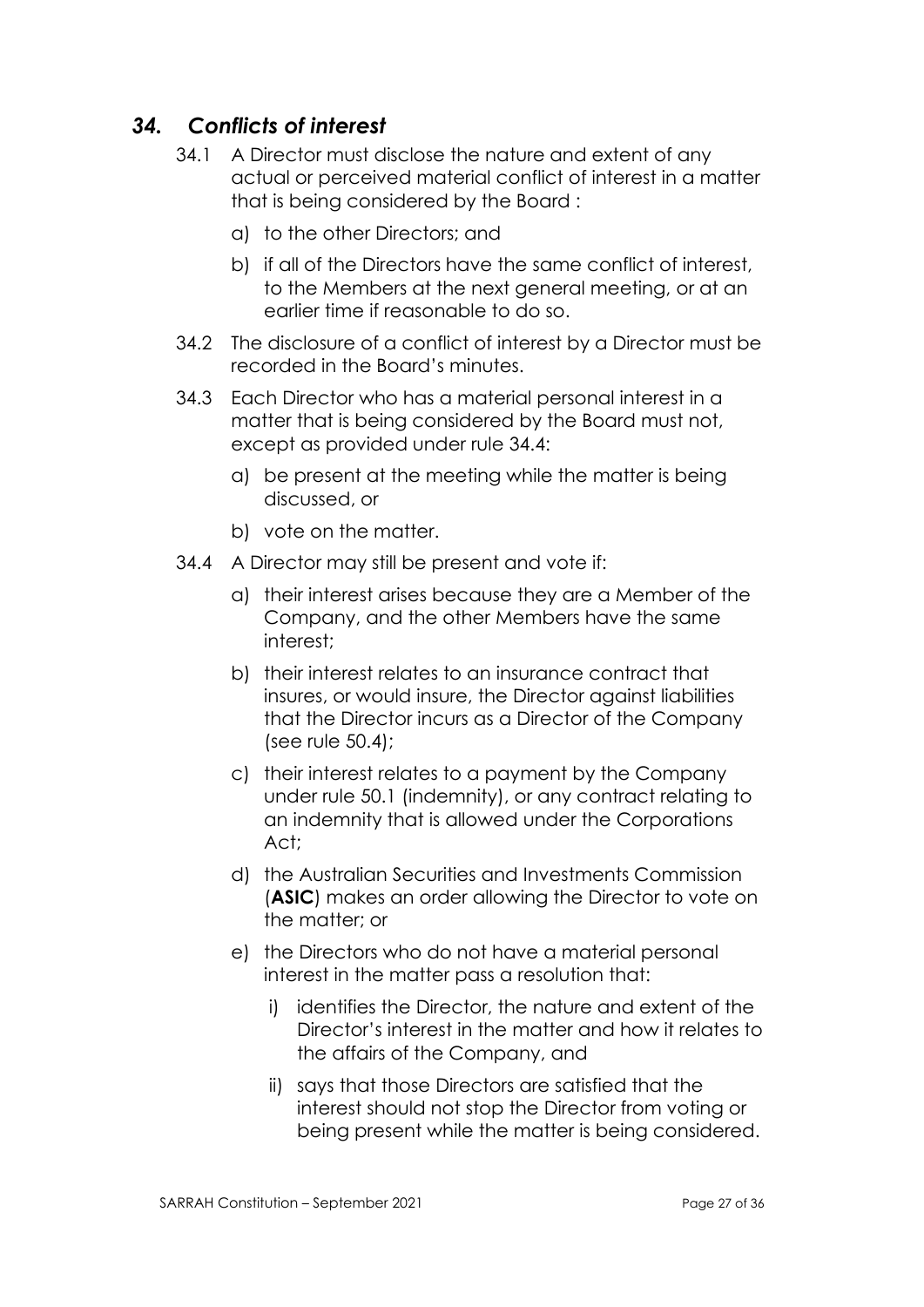## *34. Conflicts of interest*

34.1 A Director must disclose the nature and extent of any actual or perceived material conflict of interest in a matter that is being considered by the Board :

a) to the other Directors; and

b) if all of the Directors have the same conflict of interest, to the Members at the next general meeting, or at an earlier time if reasonable to do so.

34.2 The disclosure of a conflict of interest by a Director must be recorded in the Board's minutes.

34.3 Each Director who has a material personal interest in a matter that is being considered by the Board must not, except as provided under rule 34.4:

a) be present at the meeting while the matter is being discussed, or

b) vote on the matter.

34.4 A Director may still be present and vote if:

a) their interest arises because they are a Member of the Company, and the other Members have the same interest;

b) their interest relates to an insurance contract that insures, or would insure, the Director against liabilities that the Director incurs as a Director of the Company (see rule 50.4);

c) their interest relates to a payment by the Company under rule 50.1 (indemnity), or any contract relating to an indemnity that is allowed under the Corporations Act;

d) the Australian Securities and Investments Commission (**ASIC**) makes an order allowing the Director to vote on the matter; or

e) the Directors who do not have a material personal interest in the matter pass a resolution that:

i) identifies the Director, the nature and extent of the Director's interest in the matter and how it relates to the affairs of the Company, and

ii) says that those Directors are satisfied that the interest should not stop the Director from voting or being present while the matter is being considered.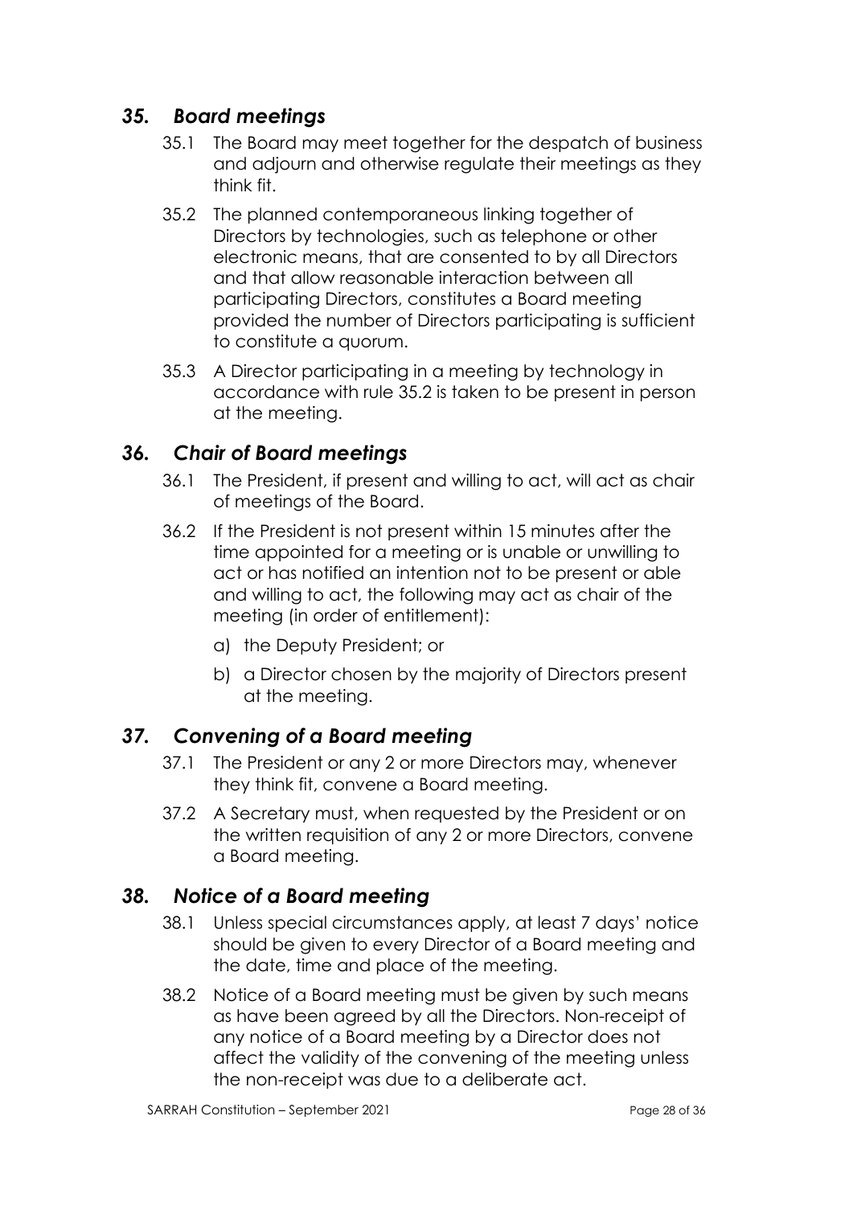## *35. Board meetings*

35.1 The Board may meet together for the despatch of business and adjourn and otherwise regulate their meetings as they think fit.

35.2 The planned contemporaneous linking together of Directors by technologies, such as telephone or other electronic means, that are consented to by all Directors and that allow reasonable interaction between all participating Directors, constitutes a Board meeting provided the number of Directors participating is sufficient to constitute a quorum.

35.3 A Director participating in a meeting by technology in accordance with rule 35.2 is taken to be present in person at the meeting.

## *36. Chair of Board meetings*

36.1 The President, if present and willing to act, will act as chair of meetings of the Board.

36.2 If the President is not present within 15 minutes after the time appointed for a meeting or is unable or unwilling to act or has notified an intention not to be present or able and willing to act, the following may act as chair of the meeting (in order of entitlement):

a) the Deputy President; or

b) a Director chosen by the majority of Directors present at the meeting.

## *37. Convening of a Board meeting*

37.1 The President or any 2 or more Directors may, whenever they think fit, convene a Board meeting.

37.2 A Secretary must, when requested by the President or on the written requisition of any 2 or more Directors, convene a Board meeting.

## *38. Notice of a Board meeting*

38.1 Unless special circumstances apply, at least 7 days' notice should be given to every Director of a Board meeting and the date, time and place of the meeting.

38.2 Notice of a Board meeting must be given by such means as have been agreed by all the Directors. Non-receipt of any notice of a Board meeting by a Director does not affect the validity of the convening of the meeting unless the non-receipt was due to a deliberate act.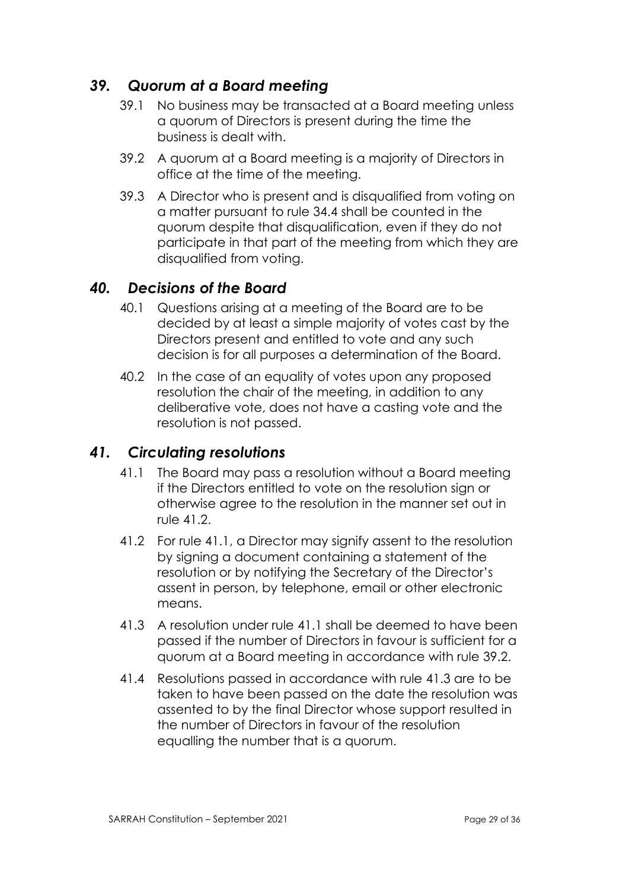## *39. Quorum at a Board meeting*

39.1 No business may be transacted at a Board meeting unless a quorum of Directors is present during the time the business is dealt with.

39.2 A quorum at a Board meeting is a majority of Directors in office at the time of the meeting.

39.3 A Director who is present and is disqualified from voting on a matter pursuant to rule 34.4 shall be counted in the quorum despite that disqualification, even if they do not participate in that part of the meeting from which they are disqualified from voting.

## *40. Decisions of the Board*

40.1 Questions arising at a meeting of the Board are to be decided by at least a simple majority of votes cast by the Directors present and entitled to vote and any such decision is for all purposes a determination of the Board.

40.2 In the case of an equality of votes upon any proposed resolution the chair of the meeting, in addition to any deliberative vote, does not have a casting vote and the resolution is not passed.

## *41. Circulating resolutions*

41.1 The Board may pass a resolution without a Board meeting if the Directors entitled to vote on the resolution sign or otherwise agree to the resolution in the manner set out in rule 41.2.

41.2 For rule 41.1, a Director may signify assent to the resolution by signing a document containing a statement of the resolution or by notifying the Secretary of the Director's assent in person, by telephone, email or other electronic means.

41.3 A resolution under rule 41.1 shall be deemed to have been passed if the number of Directors in favour is sufficient for a quorum at a Board meeting in accordance with rule 39.2.

41.4 Resolutions passed in accordance with rule 41.3 are to be taken to have been passed on the date the resolution was assented to by the final Director whose support resulted in the number of Directors in favour of the resolution equalling the number that is a quorum.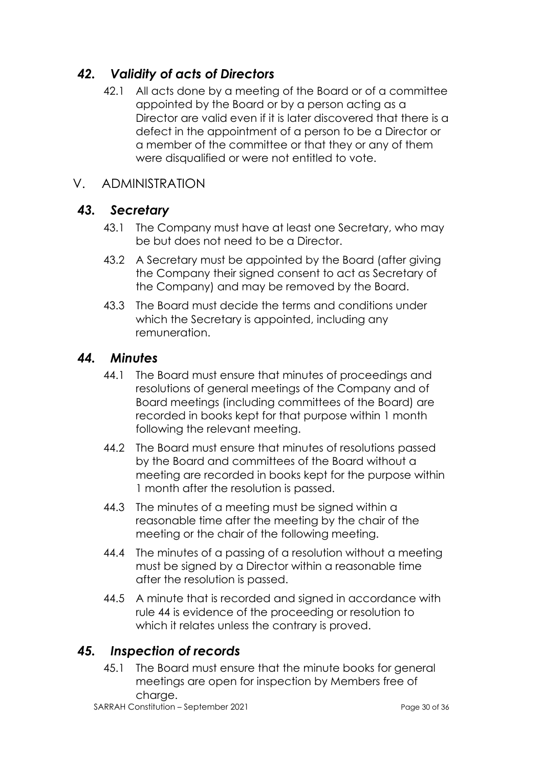## *42. Validity of acts of Directors*

42.1 All acts done by a meeting of the Board or of a committee appointed by the Board or by a person acting as a Director are valid even if it is later discovered that there is a defect in the appointment of a person to be a Director or a member of the committee or that they or any of them were disqualified or were not entitled to vote.

# V. ADMINISTRATION

## *43. Secretary*

43.1 The Company must have at least one Secretary, who may be but does not need to be a Director.

43.2 A Secretary must be appointed by the Board (after giving the Company their signed consent to act as Secretary of the Company) and may be removed by the Board.

43.3 The Board must decide the terms and conditions under which the Secretary is appointed, including any remuneration.

## *44. Minutes*

44.1 The Board must ensure that minutes of proceedings and resolutions of general meetings of the Company and of Board meetings (including committees of the Board) are recorded in books kept for that purpose within 1 month following the relevant meeting.

44.2 The Board must ensure that minutes of resolutions passed by the Board and committees of the Board without a meeting are recorded in books kept for the purpose within 1 month after the resolution is passed.

44.3 The minutes of a meeting must be signed within a reasonable time after the meeting by the chair of the meeting or the chair of the following meeting.

44.4 The minutes of a passing of a resolution without a meeting must be signed by a Director within a reasonable time after the resolution is passed.

44.5 A minute that is recorded and signed in accordance with rule 44 is evidence of the proceeding or resolution to which it relates unless the contrary is proved.

## *45. Inspection of records*

45.1 The Board must ensure that the minute books for general meetings are open for inspection by Members free of charge.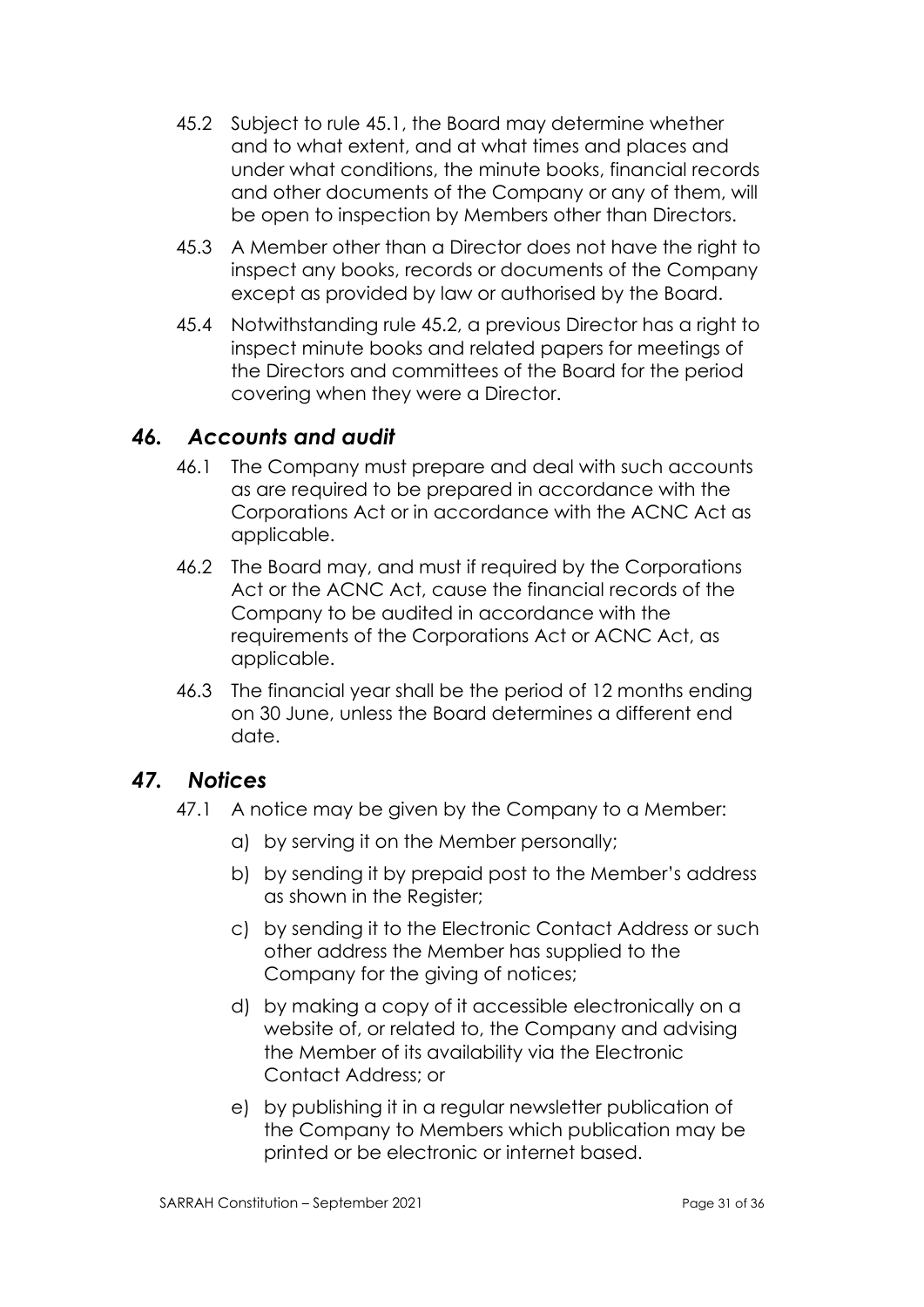45.2 Subject to rule 45.1, the Board may determine whether and to what extent, and at what times and places and under what conditions, the minute books, financial records and other documents of the Company or any of them, will be open to inspection by Members other than Directors.

45.3 A Member other than a Director does not have the right to inspect any books, records or documents of the Company except as provided by law or authorised by the Board.

45.4 Notwithstanding rule 45.2, a previous Director has a right to inspect minute books and related papers for meetings of the Directors and committees of the Board for the period covering when they were a Director.

## *46. Accounts and audit*

46.1 The Company must prepare and deal with such accounts as are required to be prepared in accordance with the Corporations Act or in accordance with the ACNC Act as applicable.

46.2 The Board may, and must if required by the Corporations Act or the ACNC Act, cause the financial records of the Company to be audited in accordance with the requirements of the Corporations Act or ACNC Act, as applicable.

46.3 The financial year shall be the period of 12 months ending on 30 June, unless the Board determines a different end date.

## *47. Notices*

47.1 A notice may be given by the Company to a Member:

a) by serving it on the Member personally;

b) by sending it by prepaid post to the Member's address as shown in the Register;

c) by sending it to the Electronic Contact Address or such other address the Member has supplied to the Company for the giving of notices;

d) by making a copy of it accessible electronically on a website of, or related to, the Company and advising the Member of its availability via the Electronic Contact Address; or

e) by publishing it in a regular newsletter publication of the Company to Members which publication may be printed or be electronic or internet based.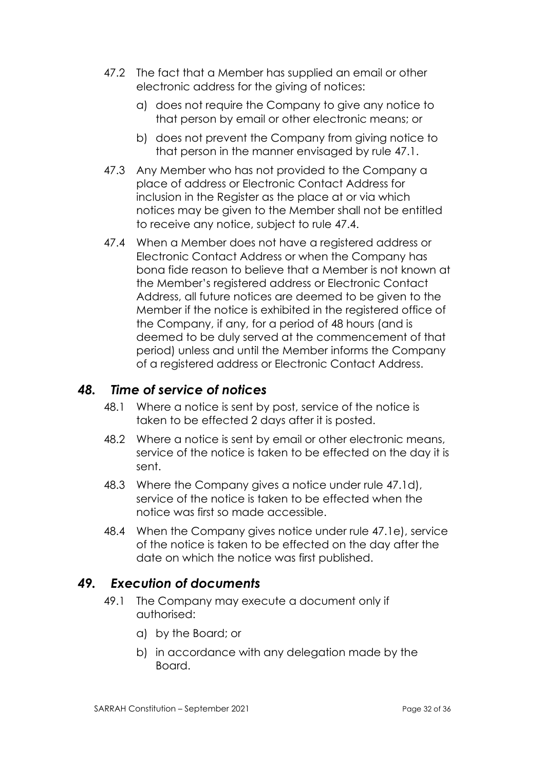47.2 The fact that a Member has supplied an email or other electronic address for the giving of notices:

a) does not require the Company to give any notice to that person by email or other electronic means; or

b) does not prevent the Company from giving notice to that person in the manner envisaged by rule 47.1.

47.3 Any Member who has not provided to the Company a place of address or Electronic Contact Address for inclusion in the Register as the place at or via which notices may be given to the Member shall not be entitled to receive any notice, subject to rule 47.4.

47.4 When a Member does not have a registered address or Electronic Contact Address or when the Company has bona fide reason to believe that a Member is not known at the Member's registered address or Electronic Contact Address, all future notices are deemed to be given to the Member if the notice is exhibited in the registered office of the Company, if any, for a period of 48 hours (and is deemed to be duly served at the commencement of that period) unless and until the Member informs the Company of a registered address or Electronic Contact Address.

## *48. Time of service of notices*

48.1 Where a notice is sent by post, service of the notice is taken to be effected 2 days after it is posted.

48.2 Where a notice is sent by email or other electronic means, service of the notice is taken to be effected on the day it is sent.

48.3 Where the Company gives a notice under rule 47.1d), service of the notice is taken to be effected when the notice was first so made accessible.

48.4 When the Company gives notice under rule 47.1e), service of the notice is taken to be effected on the day after the date on which the notice was first published.

## *49. Execution of documents*

49.1 The Company may execute a document only if authorised:

a) by the Board; or

b) in accordance with any delegation made by the Board.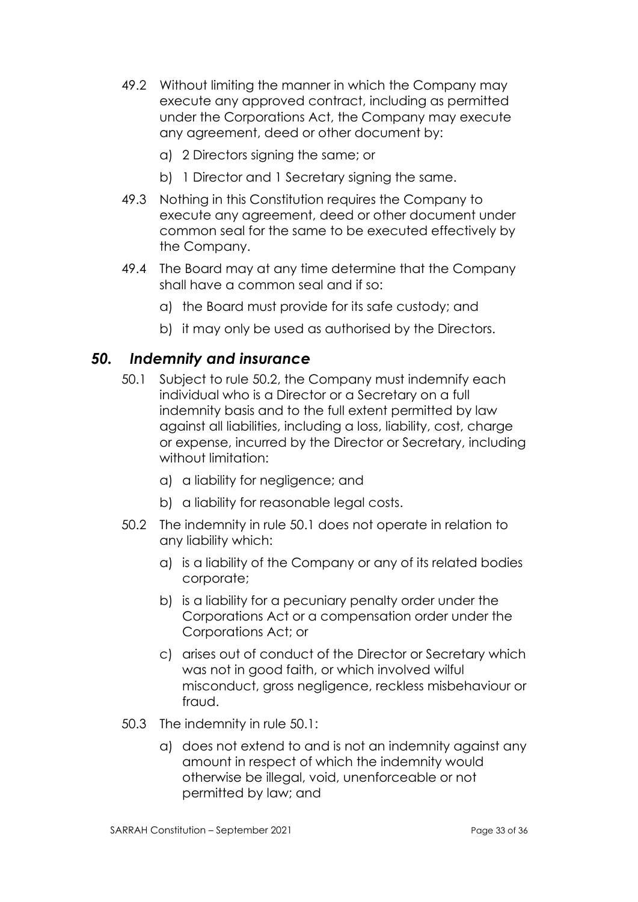49.2 Without limiting the manner in which the Company may execute any approved contract, including as permitted under the Corporations Act, the Company may execute any agreement, deed or other document by:

a) 2 Directors signing the same; or

b) 1 Director and 1 Secretary signing the same.

49.3 Nothing in this Constitution requires the Company to execute any agreement, deed or other document under common seal for the same to be executed effectively by the Company.

49.4 The Board may at any time determine that the Company shall have a common seal and if so:

a) the Board must provide for its safe custody; and

b) it may only be used as authorised by the Directors.

## *50. Indemnity and insurance*

50.1 Subject to rule 50.2, the Company must indemnify each individual who is a Director or a Secretary on a full indemnity basis and to the full extent permitted by law against all liabilities, including a loss, liability, cost, charge or expense, incurred by the Director or Secretary, including without limitation:

a) a liability for negligence; and

b) a liability for reasonable legal costs.

50.2 The indemnity in rule 50.1 does not operate in relation to any liability which:

a) is a liability of the Company or any of its related bodies corporate;

b) is a liability for a pecuniary penalty order under the Corporations Act or a compensation order under the Corporations Act; or

c) arises out of conduct of the Director or Secretary which was not in good faith, or which involved wilful misconduct, gross negligence, reckless misbehaviour or fraud.

50.3 The indemnity in rule 50.1:

a) does not extend to and is not an indemnity against any amount in respect of which the indemnity would otherwise be illegal, void, unenforceable or not permitted by law; and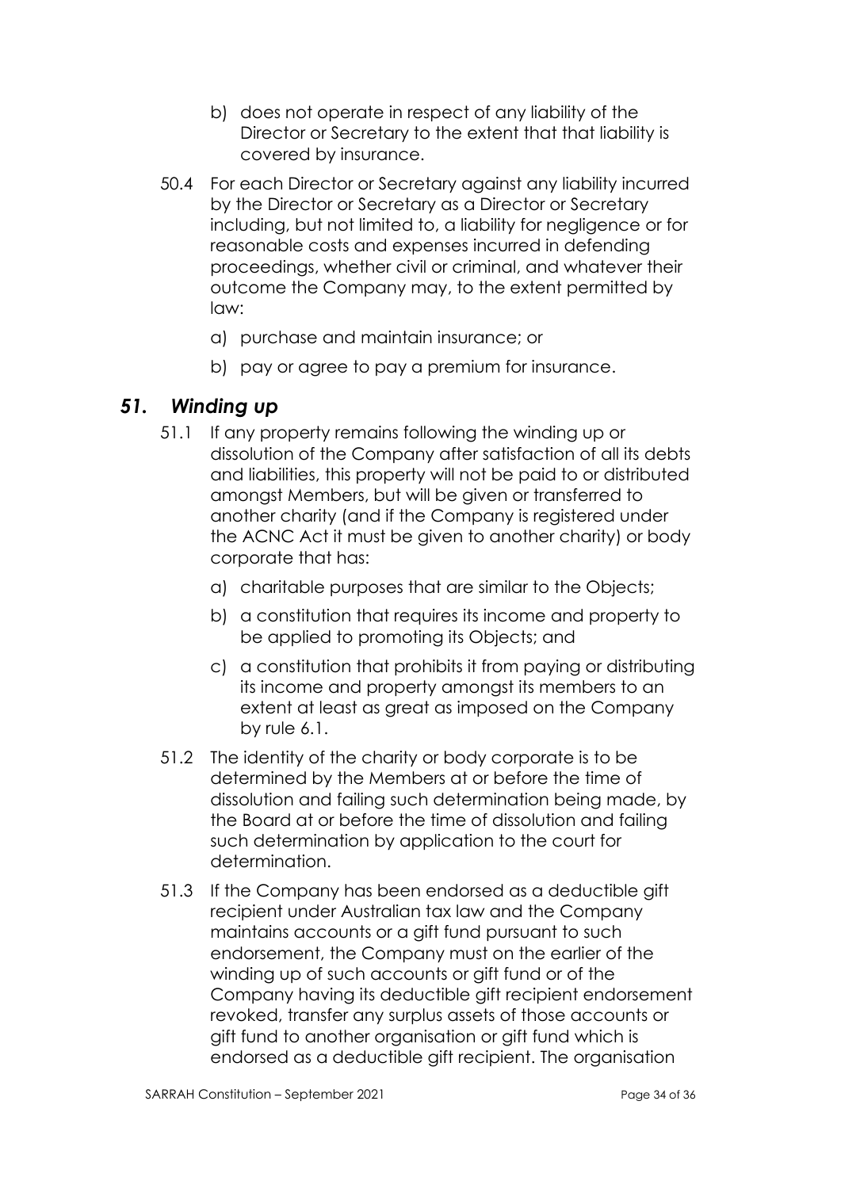b) does not operate in respect of any liability of the Director or Secretary to the extent that that liability is covered by insurance.

50.4 For each Director or Secretary against any liability incurred by the Director or Secretary as a Director or Secretary including, but not limited to, a liability for negligence or for reasonable costs and expenses incurred in defending proceedings, whether civil or criminal, and whatever their outcome the Company may, to the extent permitted by law:

a) purchase and maintain insurance; or

b) pay or agree to pay a premium for insurance.

## *51. Winding up*

51.1 If any property remains following the winding up or dissolution of the Company after satisfaction of all its debts and liabilities, this property will not be paid to or distributed amongst Members, but will be given or transferred to another charity (and if the Company is registered under the ACNC Act it must be given to another charity) or body corporate that has:

a) charitable purposes that are similar to the Objects;

b) a constitution that requires its income and property to be applied to promoting its Objects; and

c) a constitution that prohibits it from paying or distributing its income and property amongst its members to an extent at least as great as imposed on the Company by rule 6.1.

51.2 The identity of the charity or body corporate is to be determined by the Members at or before the time of dissolution and failing such determination being made, by the Board at or before the time of dissolution and failing such determination by application to the court for determination.

51.3 If the Company has been endorsed as a deductible gift recipient under Australian tax law and the Company maintains accounts or a gift fund pursuant to such endorsement, the Company must on the earlier of the winding up of such accounts or gift fund or of the Company having its deductible gift recipient endorsement revoked, transfer any surplus assets of those accounts or gift fund to another organisation or gift fund which is endorsed as a deductible gift recipient. The organisation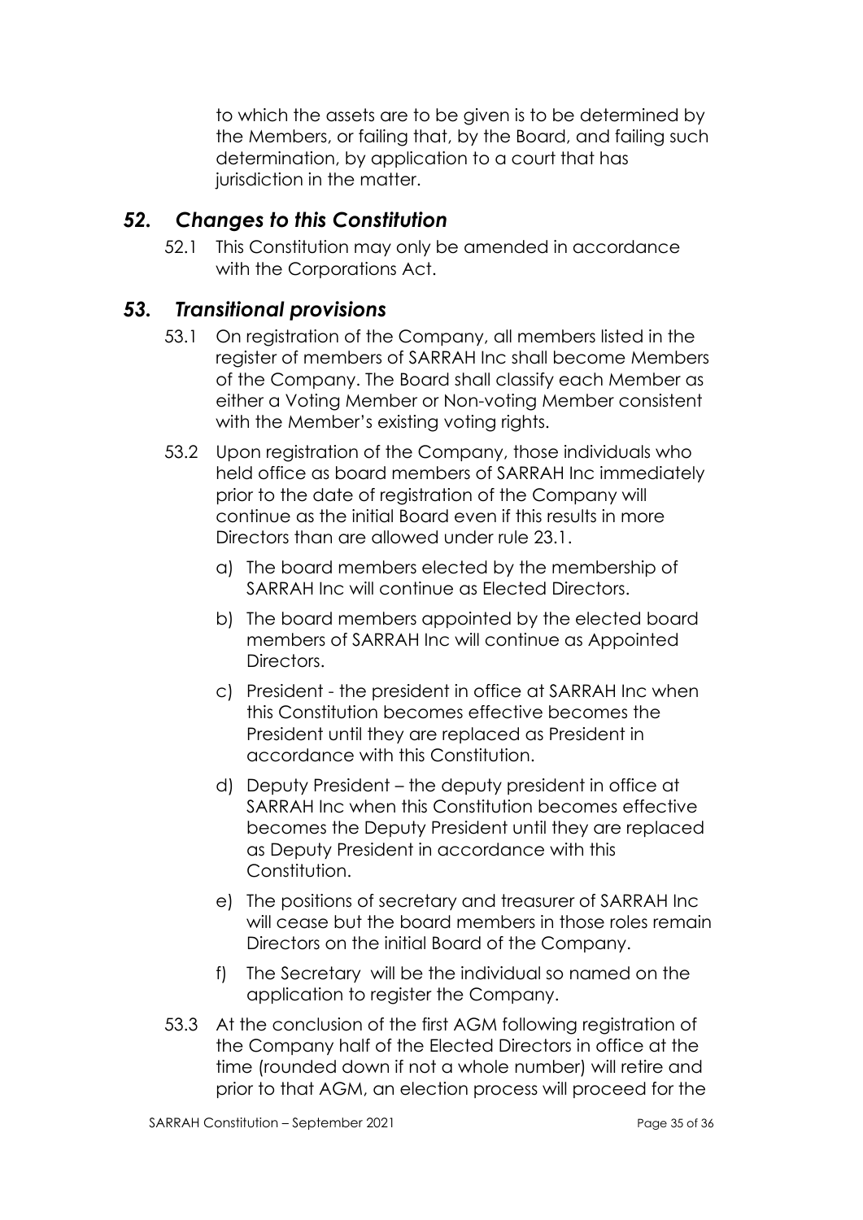to which the assets are to be given is to be determined by the Members, or failing that, by the Board, and failing such determination, by application to a court that has jurisdiction in the matter.

## *52. Changes to this Constitution*

52.1 This Constitution may only be amended in accordance with the Corporations Act.

## *53. Transitional provisions*

53.1 On registration of the Company, all members listed in the register of members of SARRAH Inc shall become Members of the Company. The Board shall classify each Member as either a Voting Member or Non-voting Member consistent with the Member's existing voting rights.

53.2 Upon registration of the Company, those individuals who held office as board members of SARRAH Inc immediately prior to the date of registration of the Company will continue as the initial Board even if this results in more Directors than are allowed under rule 23.1.

a) The board members elected by the membership of SARRAH Inc will continue as Elected Directors.

b) The board members appointed by the elected board members of SARRAH Inc will continue as Appointed Directors.

c) President - the president in office at SARRAH Inc when this Constitution becomes effective becomes the President until they are replaced as President in accordance with this Constitution.

d) Deputy President – the deputy president in office at SARRAH Inc when this Constitution becomes effective becomes the Deputy President until they are replaced as Deputy President in accordance with this Constitution.

e) The positions of secretary and treasurer of SARRAH Inc will cease but the board members in those roles remain Directors on the initial Board of the Company.

f) The Secretary will be the individual so named on the application to register the Company.

53.3 At the conclusion of the first AGM following registration of the Company half of the Elected Directors in office at the time (rounded down if not a whole number) will retire and prior to that AGM, an election process will proceed for the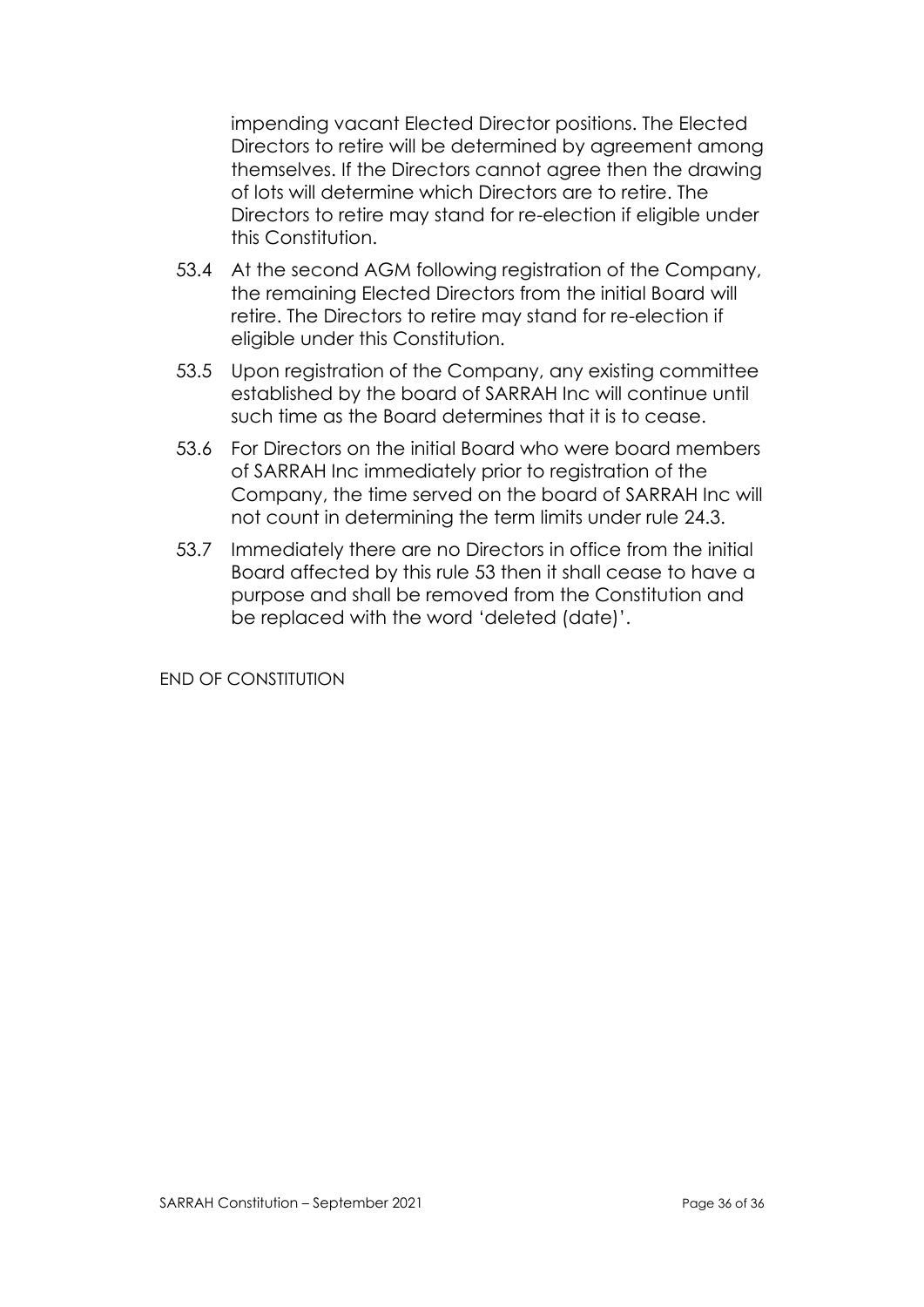impending vacant Elected Director positions. The Elected Directors to retire will be determined by agreement among themselves. If the Directors cannot agree then the drawing of lots will determine which Directors are to retire. The Directors to retire may stand for re-election if eligible under this Constitution.

53.4 At the second AGM following registration of the Company, the remaining Elected Directors from the initial Board will retire. The Directors to retire may stand for re-election if eligible under this Constitution.

53.5 Upon registration of the Company, any existing committee established by the board of SARRAH Inc will continue until such time as the Board determines that it is to cease.

53.6 For Directors on the initial Board who were board members of SARRAH Inc immediately prior to registration of the Company, the time served on the board of SARRAH Inc will not count in determining the term limits under rule 24.3.

53.7 Immediately there are no Directors in office from the initial Board affected by this rule 53 then it shall cease to have a purpose and shall be removed from the Constitution and be replaced with the word 'deleted (date)'.

END OF CONSTITUTION